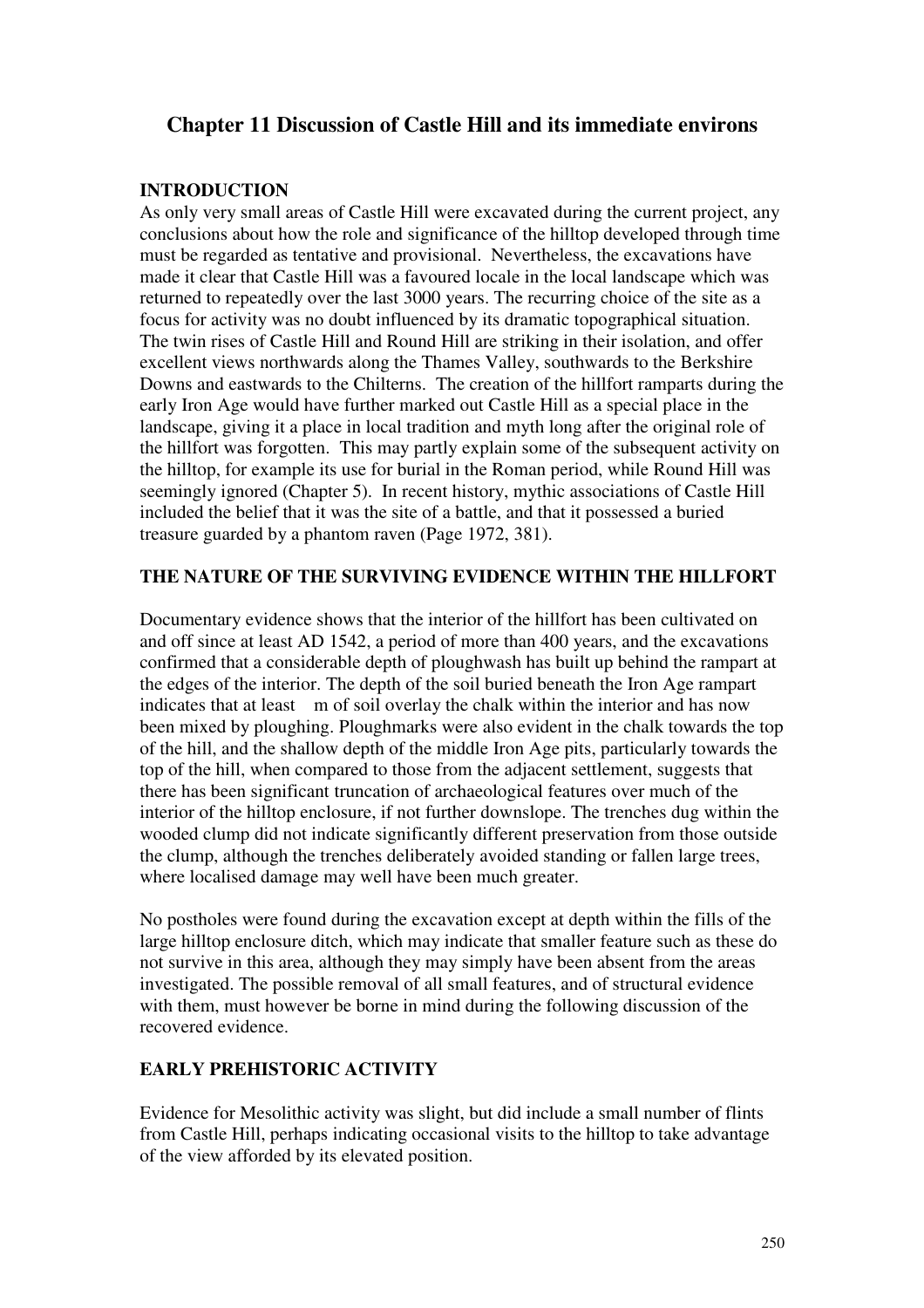# Chapter 11 Discussion of Castle Hill and its immediate environs

## INTRODUCTION

As only very small areas of Castle Hill were excavated during the current project, any conclusions about how the role and significance of the hilltop developed through time must be regarded as tentative and provisional. Nevertheless, the excavations have made it clear that Castle Hill was a favoured locale in the local landscape which was returned to repeatedly over the last 3000 years. The recurring choice of the site as a focus for activity was no doubt influenced by its dramatic topographical situation. The twin rises of Castle Hill and Round Hill are striking in their isolation, and offer excellent views northwards along the Thames Valley, southwards to the Berkshire Downs and eastwards to the Chilterns. The creation of the hillfort ramparts during the early Iron Age would have further marked out Castle Hill as a special place in the landscape, giving it a place in local tradition and myth long after the original role of the hillfort was forgotten. This may partly explain some of the subsequent activity on the hilltop, for example its use for burial in the Roman period, while Round Hill was seemingly ignored (Chapter 5). In recent history, mythic associations of Castle Hill included the belief that it was the site of a battle, and that it possessed a buried treasure guarded by a phantom raven (Page 1972, 381).

## THE NATURE OF THE SURVIVING EVIDENCE WITHIN THE HILLFORT

Documentary evidence shows that the interior of the hillfort has been cultivated on and off since at least AD 1542, a period of more than 400 years, and the excavations confirmed that a considerable depth of ploughwash has built up behind the rampart at the edges of the interior. The depth of the soil buried beneath the Iron Age rampart indicates that at least  m of soil overlay the chalk within the interior and has now been mixed by ploughing. Ploughmarks were also evident in the chalk towards the top of the hill, and the shallow depth of the middle Iron Age pits, particularly towards the top of the hill, when compared to those from the adjacent settlement, suggests that there has been significant truncation of archaeological features over much of the interior of the hilltop enclosure, if not further downslope. The trenches dug within the wooded clump did not indicate significantly different preservation from those outside the clump, although the trenches deliberately avoided standing or fallen large trees, where localised damage may well have been much greater.

No postholes were found during the excavation except at depth within the fills of the large hilltop enclosure ditch, which may indicate that smaller feature such as these do not survive in this area, although they may simply have been absent from the areas investigated. The possible removal of all small features, and of structural evidence with them, must however be borne in mind during the following discussion of the recovered evidence.

## EARLY PREHISTORIC ACTIVITY

Evidence for Mesolithic activity was slight, but did include a small number of flints from Castle Hill, perhaps indicating occasional visits to the hilltop to take advantage of the view afforded by its elevated position.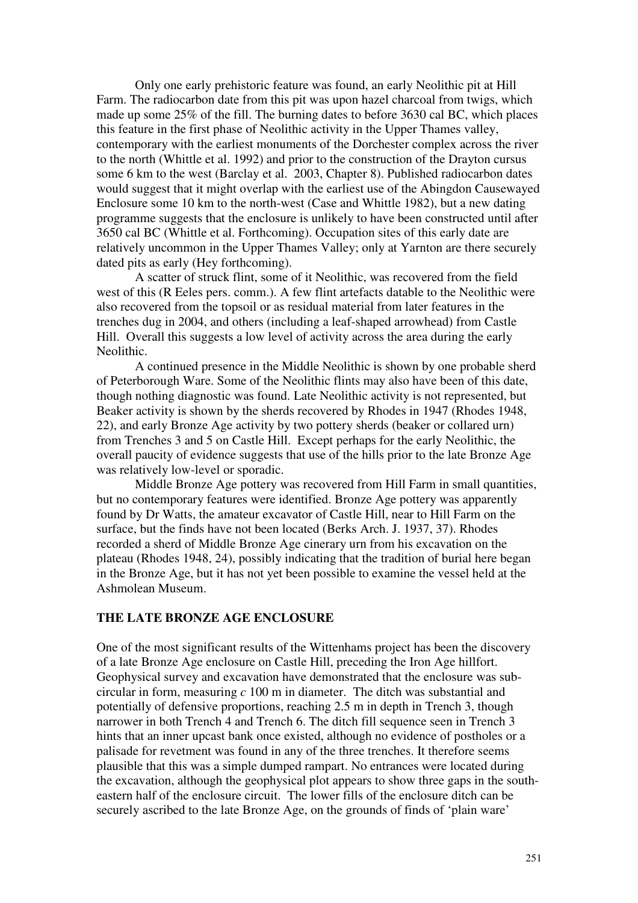Only one early prehistoric feature was found, an early Neolithic pit at Hill Farm. The radiocarbon date from this pit was upon hazel charcoal from twigs, which made up some 25% of the fill. The burning dates to before 3630 cal BC, which places this feature in the first phase of Neolithic activity in the Upper Thames valley, contemporary with the earliest monuments of the Dorchester complex across the river to the north (Whittle et al. 1992) and prior to the construction of the Drayton cursus some 6 km to the west (Barclay et al. 2003, Chapter 8). Published radiocarbon dates would suggest that it might overlap with the earliest use of the Abingdon Causewayed Enclosure some 10 km to the north-west (Case and Whittle 1982), but a new dating programme suggests that the enclosure is unlikely to have been constructed until after 3650 cal BC (Whittle et al. Forthcoming). Occupation sites of this early date are relatively uncommon in the Upper Thames Valley; only at Yarnton are there securely dated pits as early (Hey forthcoming).

A scatter of struck flint, some of it Neolithic, was recovered from the field west of this (R Eeles pers. comm.). A few flint artefacts datable to the Neolithic were also recovered from the topsoil or as residual material from later features in the trenches dug in 2004, and others (including a leaf-shaped arrowhead) from Castle Hill. Overall this suggests a low level of activity across the area during the early Neolithic.

A continued presence in the Middle Neolithic is shown by one probable sherd of Peterborough Ware. Some of the Neolithic flints may also have been of this date, though nothing diagnostic was found. Late Neolithic activity is not represented, but Beaker activity is shown by the sherds recovered by Rhodes in 1947 (Rhodes 1948, 22), and early Bronze Age activity by two pottery sherds (beaker or collared urn) from Trenches 3 and 5 on Castle Hill. Except perhaps for the early Neolithic, the overall paucity of evidence suggests that use of the hills prior to the late Bronze Age was relatively low-level or sporadic.

Middle Bronze Age pottery was recovered from Hill Farm in small quantities, but no contemporary features were identified. Bronze Age pottery was apparently found by Dr Watts, the amateur excavator of Castle Hill, near to Hill Farm on the surface, but the finds have not been located (Berks Arch. J. 1937, 37). Rhodes recorded a sherd of Middle Bronze Age cinerary urn from his excavation on the plateau (Rhodes 1948, 24), possibly indicating that the tradition of burial here began in the Bronze Age, but it has not yet been possible to examine the vessel held at the Ashmolean Museum.

## THE LATE BRONZE AGE ENCLOSURE

One of the most significant results of the Wittenhams project has been the discovery of a late Bronze Age enclosure on Castle Hill, preceding the Iron Age hillfort. Geophysical survey and excavation have demonstrated that the enclosure was sub-circular in form, measuring *c* 100 m in diameter. The ditch was substantial and potentially of defensive proportions, reaching 2.5 m in depth in Trench 3, though narrower in both Trench 4 and Trench 6. The ditch fill sequence seen in Trench 3 hints that an inner upcast bank once existed, although no evidence of postholes or a palisade for revetment was found in any of the three trenches. It therefore seems plausible that this was a simple dumped rampart. No entrances were located during the excavation, although the geophysical plot appears to show three gaps in the south-eastern half of the enclosure circuit. The lower fills of the enclosure ditch can be securely ascribed to the late Bronze Age, on the grounds of finds of 'plain ware'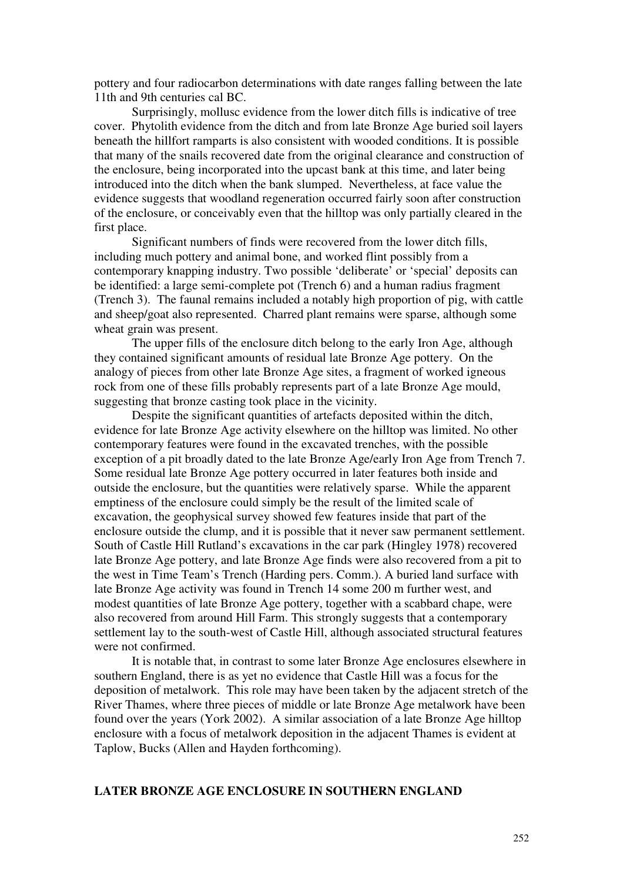pottery and four radiocarbon determinations with date ranges falling between the late 11th and 9th centuries cal BC.

Surprisingly, mollusc evidence from the lower ditch fills is indicative of tree cover. Phytolith evidence from the ditch and from late Bronze Age buried soil layers beneath the hillfort ramparts is also consistent with wooded conditions. It is possible that many of the snails recovered date from the original clearance and construction of the enclosure, being incorporated into the upcast bank at this time, and later being introduced into the ditch when the bank slumped. Nevertheless, at face value the evidence suggests that woodland regeneration occurred fairly soon after construction of the enclosure, or conceivably even that the hilltop was only partially cleared in the first place.

Significant numbers of finds were recovered from the lower ditch fills, including much pottery and animal bone, and worked flint possibly from a contemporary knapping industry. Two possible 'deliberate' or 'special' deposits can be identified: a large semi-complete pot (Trench 6) and a human radius fragment (Trench 3). The faunal remains included a notably high proportion of pig, with cattle and sheep/goat also represented. Charred plant remains were sparse, although some wheat grain was present.

The upper fills of the enclosure ditch belong to the early Iron Age, although they contained significant amounts of residual late Bronze Age pottery. On the analogy of pieces from other late Bronze Age sites, a fragment of worked igneous rock from one of these fills probably represents part of a late Bronze Age mould, suggesting that bronze casting took place in the vicinity.

Despite the significant quantities of artefacts deposited within the ditch, evidence for late Bronze Age activity elsewhere on the hilltop was limited. No other contemporary features were found in the excavated trenches, with the possible exception of a pit broadly dated to the late Bronze Age/early Iron Age from Trench 7. Some residual late Bronze Age pottery occurred in later features both inside and outside the enclosure, but the quantities were relatively sparse. While the apparent emptiness of the enclosure could simply be the result of the limited scale of excavation, the geophysical survey showed few features inside that part of the enclosure outside the clump, and it is possible that it never saw permanent settlement. South of Castle Hill Rutland's excavations in the car park (Hingley 1978) recovered late Bronze Age pottery, and late Bronze Age finds were also recovered from a pit to the west in Time Team's Trench (Harding pers. Comm.). A buried land surface with late Bronze Age activity was found in Trench 14 some 200 m further west, and modest quantities of late Bronze Age pottery, together with a scabbard chape, were also recovered from around Hill Farm. This strongly suggests that a contemporary settlement lay to the south-west of Castle Hill, although associated structural features were not confirmed.

It is notable that, in contrast to some later Bronze Age enclosures elsewhere in southern England, there is as yet no evidence that Castle Hill was a focus for the deposition of metalwork. This role may have been taken by the adjacent stretch of the River Thames, where three pieces of middle or late Bronze Age metalwork have been found over the years (York 2002). A similar association of a late Bronze Age hilltop enclosure with a focus of metalwork deposition in the adjacent Thames is evident at Taplow, Bucks (Allen and Hayden forthcoming).

## LATER BRONZE AGE ENCLOSURE IN SOUTHERN ENGLAND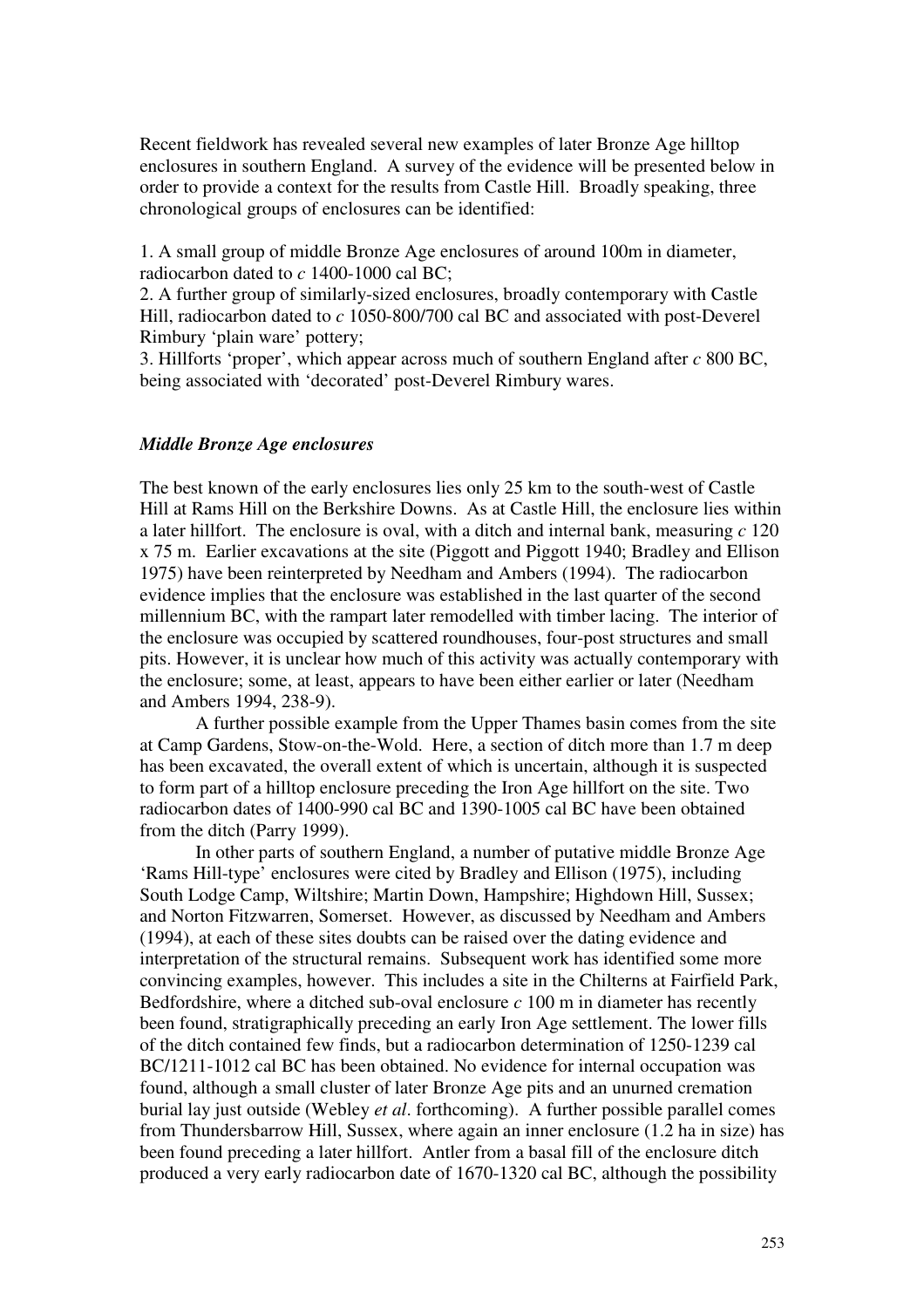Recent fieldwork has revealed several new examples of later Bronze Age hilltop enclosures in southern England. A survey of the evidence will be presented below in order to provide a context for the results from Castle Hill. Broadly speaking, three chronological groups of enclosures can be identified:

1. A small group of middle Bronze Age enclosures of around 100m in diameter, radiocarbon dated to *c* 1400-1000 cal BC;
2. A further group of similarly-sized enclosures, broadly contemporary with Castle Hill, radiocarbon dated to *c* 1050-800/700 cal BC and associated with post-Deverel Rimbury 'plain ware' pottery;
3. Hillforts 'proper', which appear across much of southern England after *c* 800 BC, being associated with 'decorated' post-Deverel Rimbury wares.

### *Middle Bronze Age enclosures*

The best known of the early enclosures lies only 25 km to the south-west of Castle Hill at Rams Hill on the Berkshire Downs. As at Castle Hill, the enclosure lies within a later hillfort. The enclosure is oval, with a ditch and internal bank, measuring *c* 120 x 75 m. Earlier excavations at the site (Piggott and Piggott 1940; Bradley and Ellison 1975) have been reinterpreted by Needham and Ambers (1994). The radiocarbon evidence implies that the enclosure was established in the last quarter of the second millennium BC, with the rampart later remodelled with timber lacing. The interior of the enclosure was occupied by scattered roundhouses, four-post structures and small pits. However, it is unclear how much of this activity was actually contemporary with the enclosure; some, at least, appears to have been either earlier or later (Needham and Ambers 1994, 238-9).

A further possible example from the Upper Thames basin comes from the site at Camp Gardens, Stow-on-the-Wold. Here, a section of ditch more than 1.7 m deep has been excavated, the overall extent of which is uncertain, although it is suspected to form part of a hilltop enclosure preceding the Iron Age hillfort on the site. Two radiocarbon dates of 1400-990 cal BC and 1390-1005 cal BC have been obtained from the ditch (Parry 1999).

In other parts of southern England, a number of putative middle Bronze Age 'Rams Hill-type' enclosures were cited by Bradley and Ellison (1975), including South Lodge Camp, Wiltshire; Martin Down, Hampshire; Highdown Hill, Sussex; and Norton Fitzwarren, Somerset. However, as discussed by Needham and Ambers (1994), at each of these sites doubts can be raised over the dating evidence and interpretation of the structural remains. Subsequent work has identified some more convincing examples, however. This includes a site in the Chilterns at Fairfield Park, Bedfordshire, where a ditched sub-oval enclosure *c* 100 m in diameter has recently been found, stratigraphically preceding an early Iron Age settlement. The lower fills of the ditch contained few finds, but a radiocarbon determination of 1250-1239 cal BC/1211-1012 cal BC has been obtained. No evidence for internal occupation was found, although a small cluster of later Bronze Age pits and an unurned cremation burial lay just outside (Webley *et al*. forthcoming). A further possible parallel comes from Thundersbarrow Hill, Sussex, where again an inner enclosure (1.2 ha in size) has been found preceding a later hillfort. Antler from a basal fill of the enclosure ditch produced a very early radiocarbon date of 1670-1320 cal BC, although the possibility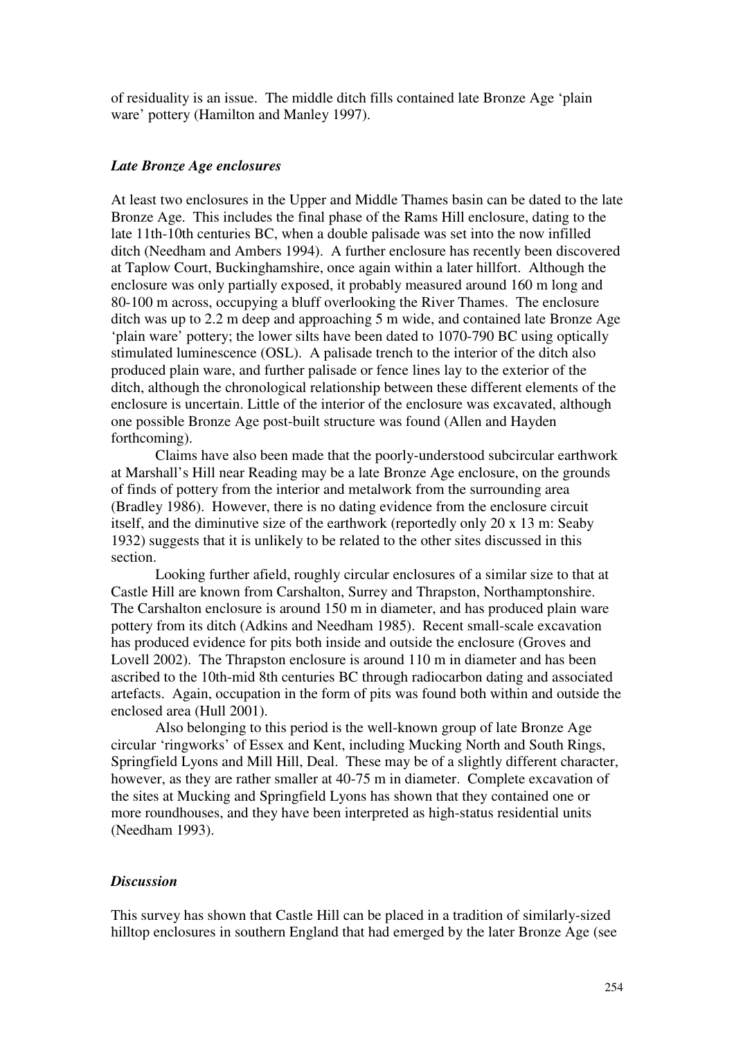of residuality is an issue. The middle ditch fills contained late Bronze Age 'plain ware' pottery (Hamilton and Manley 1997).

### *Late Bronze Age enclosures*

At least two enclosures in the Upper and Middle Thames basin can be dated to the late Bronze Age. This includes the final phase of the Rams Hill enclosure, dating to the late 11th-10th centuries BC, when a double palisade was set into the now infilled ditch (Needham and Ambers 1994). A further enclosure has recently been discovered at Taplow Court, Buckinghamshire, once again within a later hillfort. Although the enclosure was only partially exposed, it probably measured around 160 m long and 80-100 m across, occupying a bluff overlooking the River Thames. The enclosure ditch was up to 2.2 m deep and approaching 5 m wide, and contained late Bronze Age 'plain ware' pottery; the lower silts have been dated to 1070-790 BC using optically stimulated luminescence (OSL). A palisade trench to the interior of the ditch also produced plain ware, and further palisade or fence lines lay to the exterior of the ditch, although the chronological relationship between these different elements of the enclosure is uncertain. Little of the interior of the enclosure was excavated, although one possible Bronze Age post-built structure was found (Allen and Hayden forthcoming).

Claims have also been made that the poorly-understood subcircular earthwork at Marshall's Hill near Reading may be a late Bronze Age enclosure, on the grounds of finds of pottery from the interior and metalwork from the surrounding area (Bradley 1986). However, there is no dating evidence from the enclosure circuit itself, and the diminutive size of the earthwork (reportedly only 20 x 13 m: Seaby 1932) suggests that it is unlikely to be related to the other sites discussed in this section.

Looking further afield, roughly circular enclosures of a similar size to that at Castle Hill are known from Carshalton, Surrey and Thrapston, Northamptonshire. The Carshalton enclosure is around 150 m in diameter, and has produced plain ware pottery from its ditch (Adkins and Needham 1985). Recent small-scale excavation has produced evidence for pits both inside and outside the enclosure (Groves and Lovell 2002). The Thrapston enclosure is around 110 m in diameter and has been ascribed to the 10th-mid 8th centuries BC through radiocarbon dating and associated artefacts. Again, occupation in the form of pits was found both within and outside the enclosed area (Hull 2001).

Also belonging to this period is the well-known group of late Bronze Age circular 'ringworks' of Essex and Kent, including Mucking North and South Rings, Springfield Lyons and Mill Hill, Deal. These may be of a slightly different character, however, as they are rather smaller at 40-75 m in diameter. Complete excavation of the sites at Mucking and Springfield Lyons has shown that they contained one or more roundhouses, and they have been interpreted as high-status residential units (Needham 1993).

### *Discussion*

This survey has shown that Castle Hill can be placed in a tradition of similarly-sized hilltop enclosures in southern England that had emerged by the later Bronze Age (see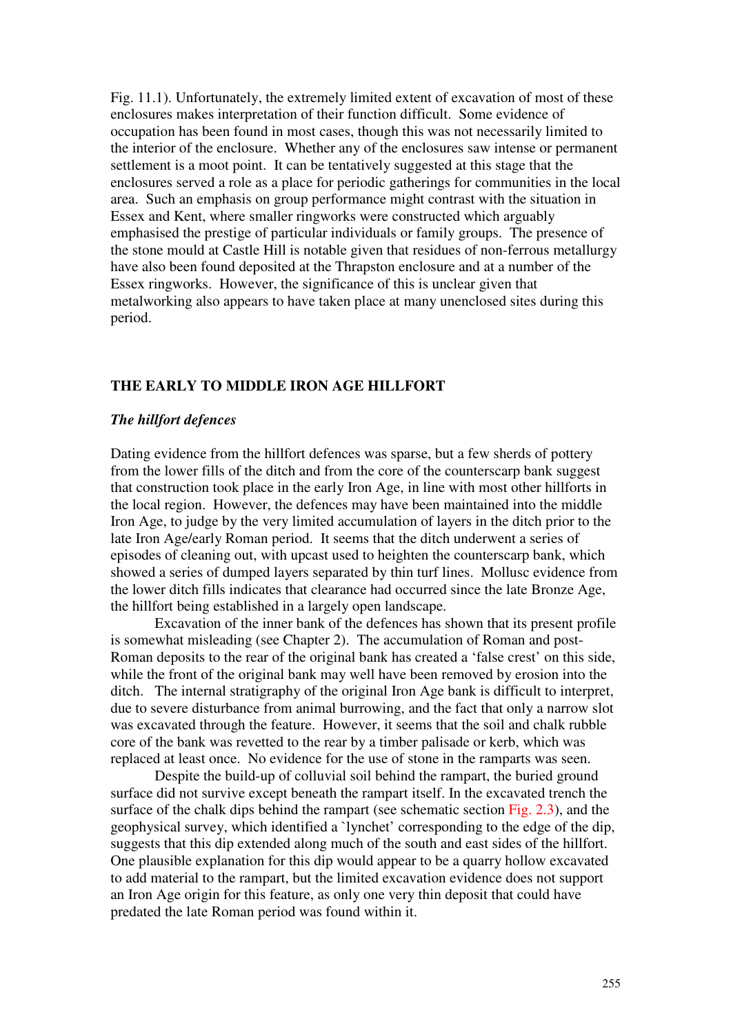Fig. 11.1). Unfortunately, the extremely limited extent of excavation of most of these enclosures makes interpretation of their function difficult. Some evidence of occupation has been found in most cases, though this was not necessarily limited to the interior of the enclosure. Whether any of the enclosures saw intense or permanent settlement is a moot point. It can be tentatively suggested at this stage that the enclosures served a role as a place for periodic gatherings for communities in the local area. Such an emphasis on group performance might contrast with the situation in Essex and Kent, where smaller ringworks were constructed which arguably emphasised the prestige of particular individuals or family groups. The presence of the stone mould at Castle Hill is notable given that residues of non-ferrous metallurgy have also been found deposited at the Thrapston enclosure and at a number of the Essex ringworks. However, the significance of this is unclear given that metalworking also appears to have taken place at many unenclosed sites during this period.

## THE EARLY TO MIDDLE IRON AGE HILLFORT

### *The hillfort defences*

Dating evidence from the hillfort defences was sparse, but a few sherds of pottery from the lower fills of the ditch and from the core of the counterscarp bank suggest that construction took place in the early Iron Age, in line with most other hillforts in the local region. However, the defences may have been maintained into the middle Iron Age, to judge by the very limited accumulation of layers in the ditch prior to the late Iron Age/early Roman period. It seems that the ditch underwent a series of episodes of cleaning out, with upcast used to heighten the counterscarp bank, which showed a series of dumped layers separated by thin turf lines. Mollusc evidence from the lower ditch fills indicates that clearance had occurred since the late Bronze Age, the hillfort being established in a largely open landscape.

Excavation of the inner bank of the defences has shown that its present profile is somewhat misleading (see Chapter 2). The accumulation of Roman and post-Roman deposits to the rear of the original bank has created a 'false crest' on this side, while the front of the original bank may well have been removed by erosion into the ditch. The internal stratigraphy of the original Iron Age bank is difficult to interpret, due to severe disturbance from animal burrowing, and the fact that only a narrow slot was excavated through the feature. However, it seems that the soil and chalk rubble core of the bank was revetted to the rear by a timber palisade or kerb, which was replaced at least once. No evidence for the use of stone in the ramparts was seen.

Despite the build-up of colluvial soil behind the rampart, the buried ground surface did not survive except beneath the rampart itself. In the excavated trench the surface of the chalk dips behind the rampart (see schematic section Fig. 2.3), and the geophysical survey, which identified a `lynchet' corresponding to the edge of the dip, suggests that this dip extended along much of the south and east sides of the hillfort. One plausible explanation for this dip would appear to be a quarry hollow excavated to add material to the rampart, but the limited excavation evidence does not support an Iron Age origin for this feature, as only one very thin deposit that could have predated the late Roman period was found within it.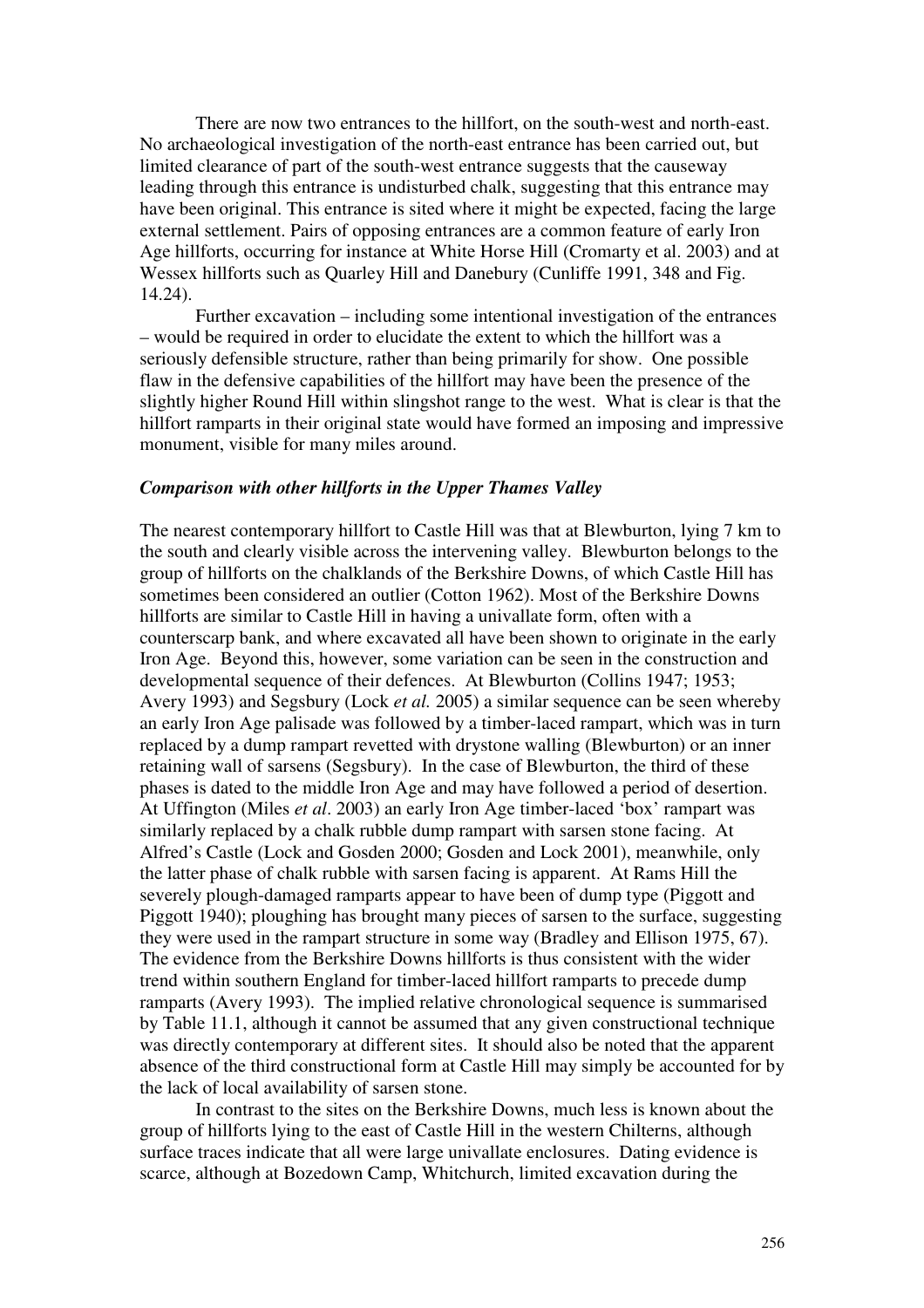There are now two entrances to the hillfort, on the south-west and north-east. No archaeological investigation of the north-east entrance has been carried out, but limited clearance of part of the south-west entrance suggests that the causeway leading through this entrance is undisturbed chalk, suggesting that this entrance may have been original. This entrance is sited where it might be expected, facing the large external settlement. Pairs of opposing entrances are a common feature of early Iron Age hillforts, occurring for instance at White Horse Hill (Cromarty et al. 2003) and at Wessex hillforts such as Quarley Hill and Danebury (Cunliffe 1991, 348 and Fig. 14.24).

Further excavation – including some intentional investigation of the entrances – would be required in order to elucidate the extent to which the hillfort was a seriously defensible structure, rather than being primarily for show. One possible flaw in the defensive capabilities of the hillfort may have been the presence of the slightly higher Round Hill within slingshot range to the west. What is clear is that the hillfort ramparts in their original state would have formed an imposing and impressive monument, visible for many miles around.

### *Comparison with other hillforts in the Upper Thames Valley*

The nearest contemporary hillfort to Castle Hill was that at Blewburton, lying 7 km to the south and clearly visible across the intervening valley. Blewburton belongs to the group of hillforts on the chalklands of the Berkshire Downs, of which Castle Hill has sometimes been considered an outlier (Cotton 1962). Most of the Berkshire Downs hillforts are similar to Castle Hill in having a univallate form, often with a counterscarp bank, and where excavated all have been shown to originate in the early Iron Age. Beyond this, however, some variation can be seen in the construction and developmental sequence of their defences. At Blewburton (Collins 1947; 1953; Avery 1993) and Segsbury (Lock *et al.* 2005) a similar sequence can be seen whereby an early Iron Age palisade was followed by a timber-laced rampart, which was in turn replaced by a dump rampart revetted with drystone walling (Blewburton) or an inner retaining wall of sarsens (Segsbury). In the case of Blewburton, the third of these phases is dated to the middle Iron Age and may have followed a period of desertion. At Uffington (Miles *et al*. 2003) an early Iron Age timber-laced 'box' rampart was similarly replaced by a chalk rubble dump rampart with sarsen stone facing. At Alfred's Castle (Lock and Gosden 2000; Gosden and Lock 2001), meanwhile, only the latter phase of chalk rubble with sarsen facing is apparent. At Rams Hill the severely plough-damaged ramparts appear to have been of dump type (Piggott and Piggott 1940); ploughing has brought many pieces of sarsen to the surface, suggesting they were used in the rampart structure in some way (Bradley and Ellison 1975, 67). The evidence from the Berkshire Downs hillforts is thus consistent with the wider trend within southern England for timber-laced hillfort ramparts to precede dump ramparts (Avery 1993). The implied relative chronological sequence is summarised by Table 11.1, although it cannot be assumed that any given constructional technique was directly contemporary at different sites. It should also be noted that the apparent absence of the third constructional form at Castle Hill may simply be accounted for by the lack of local availability of sarsen stone.

In contrast to the sites on the Berkshire Downs, much less is known about the group of hillforts lying to the east of Castle Hill in the western Chilterns, although surface traces indicate that all were large univallate enclosures. Dating evidence is scarce, although at Bozedown Camp, Whitchurch, limited excavation during the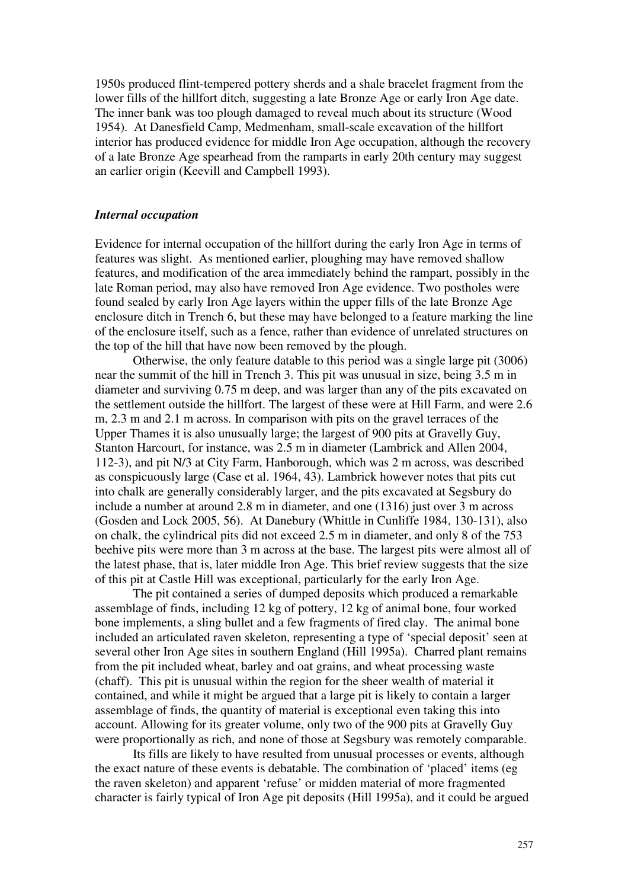1950s produced flint-tempered pottery sherds and a shale bracelet fragment from the lower fills of the hillfort ditch, suggesting a late Bronze Age or early Iron Age date. The inner bank was too plough damaged to reveal much about its structure (Wood 1954). At Danesfield Camp, Medmenham, small-scale excavation of the hillfort interior has produced evidence for middle Iron Age occupation, although the recovery of a late Bronze Age spearhead from the ramparts in early 20th century may suggest an earlier origin (Keevill and Campbell 1993).

### *Internal occupation*

Evidence for internal occupation of the hillfort during the early Iron Age in terms of features was slight. As mentioned earlier, ploughing may have removed shallow features, and modification of the area immediately behind the rampart, possibly in the late Roman period, may also have removed Iron Age evidence. Two postholes were found sealed by early Iron Age layers within the upper fills of the late Bronze Age enclosure ditch in Trench 6, but these may have belonged to a feature marking the line of the enclosure itself, such as a fence, rather than evidence of unrelated structures on the top of the hill that have now been removed by the plough.

Otherwise, the only feature datable to this period was a single large pit (3006) near the summit of the hill in Trench 3. This pit was unusual in size, being 3.5 m in diameter and surviving 0.75 m deep, and was larger than any of the pits excavated on the settlement outside the hillfort. The largest of these were at Hill Farm, and were 2.6 m, 2.3 m and 2.1 m across. In comparison with pits on the gravel terraces of the Upper Thames it is also unusually large; the largest of 900 pits at Gravelly Guy, Stanton Harcourt, for instance, was 2.5 m in diameter (Lambrick and Allen 2004, 112-3), and pit N/3 at City Farm, Hanborough, which was 2 m across, was described as conspicuously large (Case et al. 1964, 43). Lambrick however notes that pits cut into chalk are generally considerably larger, and the pits excavated at Segsbury do include a number at around 2.8 m in diameter, and one (1316) just over 3 m across (Gosden and Lock 2005, 56). At Danebury (Whittle in Cunliffe 1984, 130-131), also on chalk, the cylindrical pits did not exceed 2.5 m in diameter, and only 8 of the 753 beehive pits were more than 3 m across at the base. The largest pits were almost all of the latest phase, that is, later middle Iron Age. This brief review suggests that the size of this pit at Castle Hill was exceptional, particularly for the early Iron Age.

The pit contained a series of dumped deposits which produced a remarkable assemblage of finds, including 12 kg of pottery, 12 kg of animal bone, four worked bone implements, a sling bullet and a few fragments of fired clay. The animal bone included an articulated raven skeleton, representing a type of 'special deposit' seen at several other Iron Age sites in southern England (Hill 1995a). Charred plant remains from the pit included wheat, barley and oat grains, and wheat processing waste (chaff). This pit is unusual within the region for the sheer wealth of material it contained, and while it might be argued that a large pit is likely to contain a larger assemblage of finds, the quantity of material is exceptional even taking this into account. Allowing for its greater volume, only two of the 900 pits at Gravelly Guy were proportionally as rich, and none of those at Segsbury was remotely comparable.

Its fills are likely to have resulted from unusual processes or events, although the exact nature of these events is debatable. The combination of 'placed' items (eg the raven skeleton) and apparent 'refuse' or midden material of more fragmented character is fairly typical of Iron Age pit deposits (Hill 1995a), and it could be argued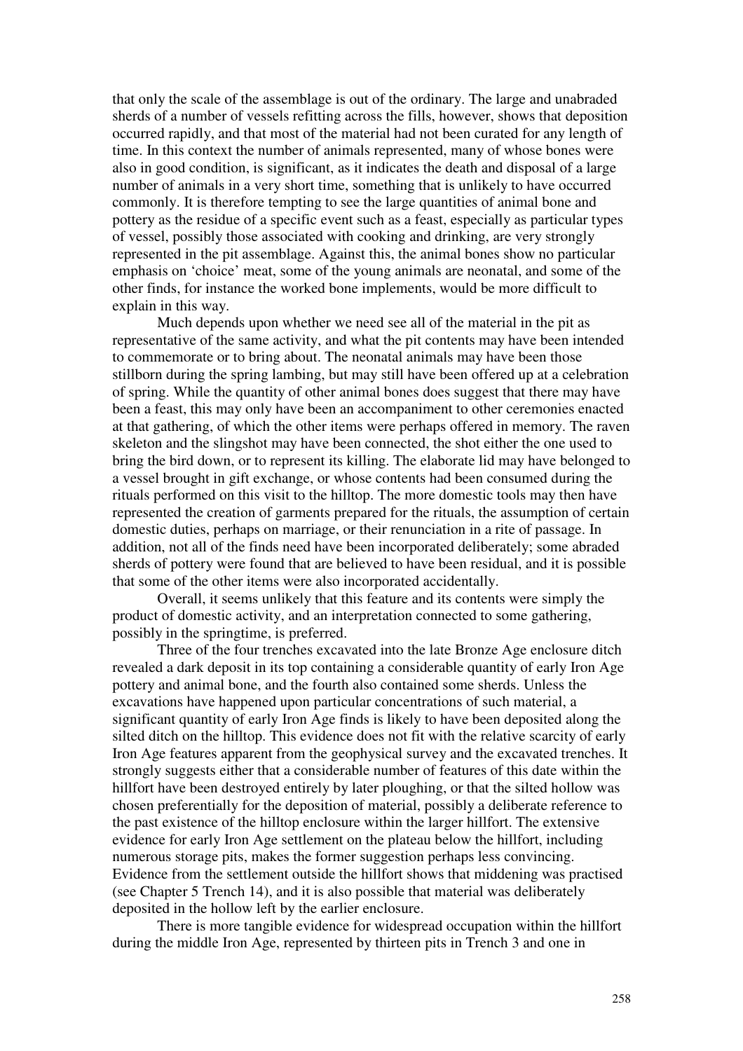that only the scale of the assemblage is out of the ordinary. The large and unabraded sherds of a number of vessels refitting across the fills, however, shows that deposition occurred rapidly, and that most of the material had not been curated for any length of time. In this context the number of animals represented, many of whose bones were also in good condition, is significant, as it indicates the death and disposal of a large number of animals in a very short time, something that is unlikely to have occurred commonly. It is therefore tempting to see the large quantities of animal bone and pottery as the residue of a specific event such as a feast, especially as particular types of vessel, possibly those associated with cooking and drinking, are very strongly represented in the pit assemblage. Against this, the animal bones show no particular emphasis on 'choice' meat, some of the young animals are neonatal, and some of the other finds, for instance the worked bone implements, would be more difficult to explain in this way.

Much depends upon whether we need see all of the material in the pit as representative of the same activity, and what the pit contents may have been intended to commemorate or to bring about. The neonatal animals may have been those stillborn during the spring lambing, but may still have been offered up at a celebration of spring. While the quantity of other animal bones does suggest that there may have been a feast, this may only have been an accompaniment to other ceremonies enacted at that gathering, of which the other items were perhaps offered in memory. The raven skeleton and the slingshot may have been connected, the shot either the one used to bring the bird down, or to represent its killing. The elaborate lid may have belonged to a vessel brought in gift exchange, or whose contents had been consumed during the rituals performed on this visit to the hilltop. The more domestic tools may then have represented the creation of garments prepared for the rituals, the assumption of certain domestic duties, perhaps on marriage, or their renunciation in a rite of passage. In addition, not all of the finds need have been incorporated deliberately; some abraded sherds of pottery were found that are believed to have been residual, and it is possible that some of the other items were also incorporated accidentally.

Overall, it seems unlikely that this feature and its contents were simply the product of domestic activity, and an interpretation connected to some gathering, possibly in the springtime, is preferred.

Three of the four trenches excavated into the late Bronze Age enclosure ditch revealed a dark deposit in its top containing a considerable quantity of early Iron Age pottery and animal bone, and the fourth also contained some sherds. Unless the excavations have happened upon particular concentrations of such material, a significant quantity of early Iron Age finds is likely to have been deposited along the silted ditch on the hilltop. This evidence does not fit with the relative scarcity of early Iron Age features apparent from the geophysical survey and the excavated trenches. It strongly suggests either that a considerable number of features of this date within the hillfort have been destroyed entirely by later ploughing, or that the silted hollow was chosen preferentially for the deposition of material, possibly a deliberate reference to the past existence of the hilltop enclosure within the larger hillfort. The extensive evidence for early Iron Age settlement on the plateau below the hillfort, including numerous storage pits, makes the former suggestion perhaps less convincing. Evidence from the settlement outside the hillfort shows that middening was practised (see Chapter 5 Trench 14), and it is also possible that material was deliberately deposited in the hollow left by the earlier enclosure.

There is more tangible evidence for widespread occupation within the hillfort during the middle Iron Age, represented by thirteen pits in Trench 3 and one in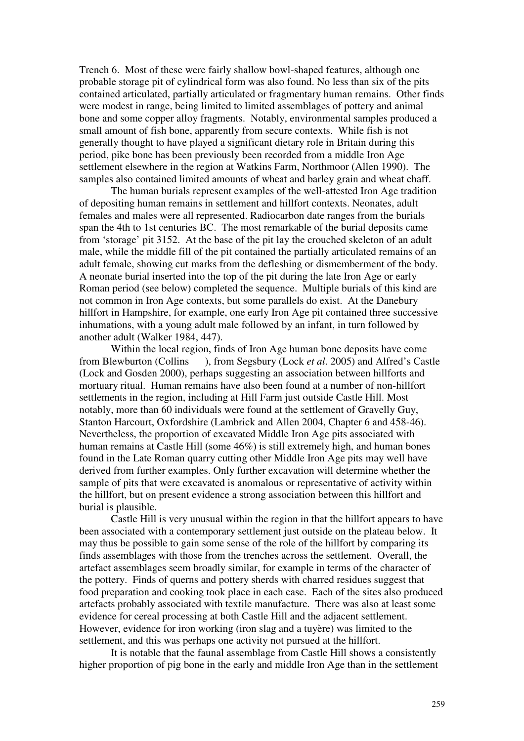Trench 6. Most of these were fairly shallow bowl-shaped features, although one probable storage pit of cylindrical form was also found. No less than six of the pits contained articulated, partially articulated or fragmentary human remains. Other finds were modest in range, being limited to limited assemblages of pottery and animal bone and some copper alloy fragments. Notably, environmental samples produced a small amount of fish bone, apparently from secure contexts. While fish is not generally thought to have played a significant dietary role in Britain during this period, pike bone has been previously been recorded from a middle Iron Age settlement elsewhere in the region at Watkins Farm, Northmoor (Allen 1990). The samples also contained limited amounts of wheat and barley grain and wheat chaff.

The human burials represent examples of the well-attested Iron Age tradition of depositing human remains in settlement and hillfort contexts. Neonates, adult females and males were all represented. Radiocarbon date ranges from the burials span the 4th to 1st centuries BC. The most remarkable of the burial deposits came from 'storage' pit 3152. At the base of the pit lay the crouched skeleton of an adult male, while the middle fill of the pit contained the partially articulated remains of an adult female, showing cut marks from the defleshing or dismemberment of the body. A neonate burial inserted into the top of the pit during the late Iron Age or early Roman period (see below) completed the sequence. Multiple burials of this kind are not common in Iron Age contexts, but some parallels do exist. At the Danebury hillfort in Hampshire, for example, one early Iron Age pit contained three successive inhumations, with a young adult male followed by an infant, in turn followed by another adult (Walker 1984, 447).

Within the local region, finds of Iron Age human bone deposits have come from Blewburton (Collins ), from Segsbury (Lock *et al*. 2005) and Alfred's Castle (Lock and Gosden 2000), perhaps suggesting an association between hillforts and mortuary ritual. Human remains have also been found at a number of non-hillfort settlements in the region, including at Hill Farm just outside Castle Hill. Most notably, more than 60 individuals were found at the settlement of Gravelly Guy, Stanton Harcourt, Oxfordshire (Lambrick and Allen 2004, Chapter 6 and 458-46). Nevertheless, the proportion of excavated Middle Iron Age pits associated with human remains at Castle Hill (some 46%) is still extremely high, and human bones found in the Late Roman quarry cutting other Middle Iron Age pits may well have derived from further examples. Only further excavation will determine whether the sample of pits that were excavated is anomalous or representative of activity within the hillfort, but on present evidence a strong association between this hillfort and burial is plausible.

Castle Hill is very unusual within the region in that the hillfort appears to have been associated with a contemporary settlement just outside on the plateau below. It may thus be possible to gain some sense of the role of the hillfort by comparing its finds assemblages with those from the trenches across the settlement. Overall, the artefact assemblages seem broadly similar, for example in terms of the character of the pottery. Finds of querns and pottery sherds with charred residues suggest that food preparation and cooking took place in each case. Each of the sites also produced artefacts probably associated with textile manufacture. There was also at least some evidence for cereal processing at both Castle Hill and the adjacent settlement. However, evidence for iron working (iron slag and a tuyère) was limited to the settlement, and this was perhaps one activity not pursued at the hillfort.

It is notable that the faunal assemblage from Castle Hill shows a consistently higher proportion of pig bone in the early and middle Iron Age than in the settlement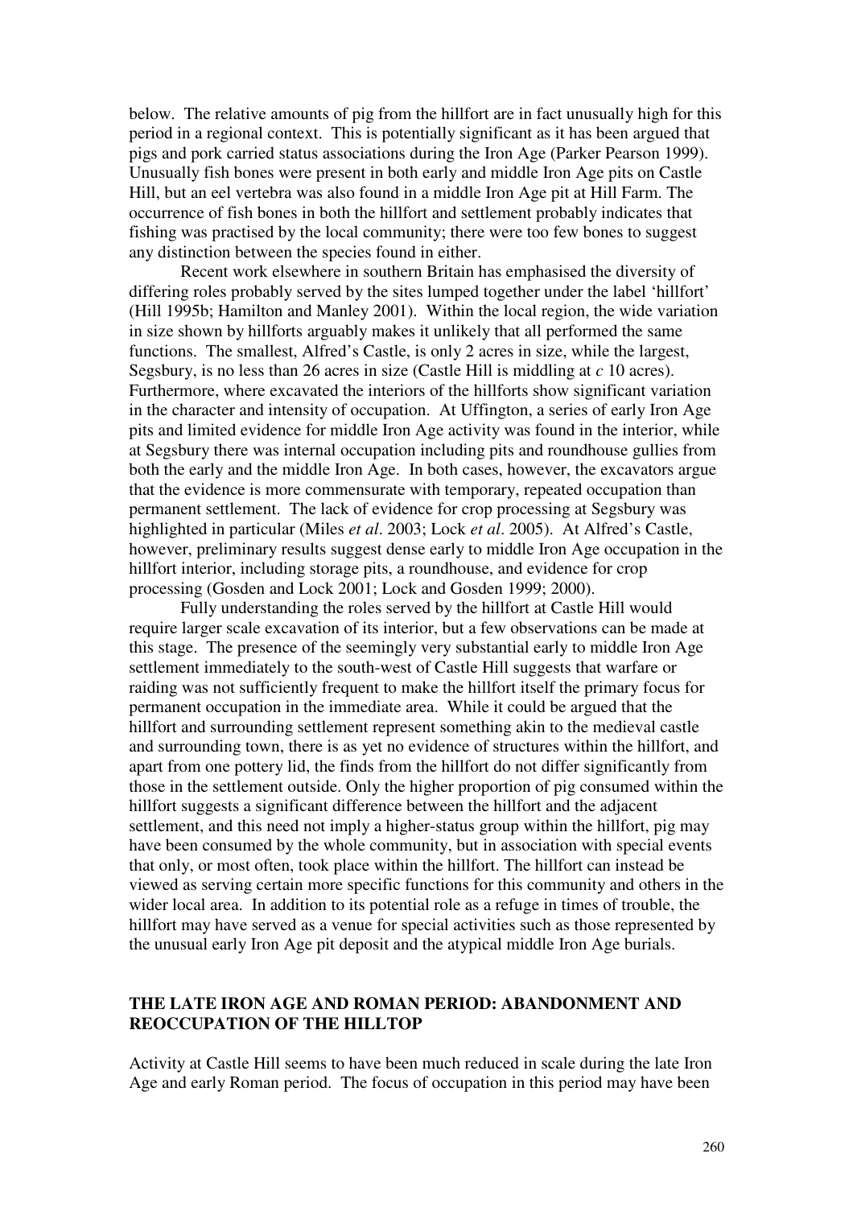below. The relative amounts of pig from the hillfort are in fact unusually high for this period in a regional context. This is potentially significant as it has been argued that pigs and pork carried status associations during the Iron Age (Parker Pearson 1999). Unusually fish bones were present in both early and middle Iron Age pits on Castle Hill, but an eel vertebra was also found in a middle Iron Age pit at Hill Farm. The occurrence of fish bones in both the hillfort and settlement probably indicates that fishing was practised by the local community; there were too few bones to suggest any distinction between the species found in either.

Recent work elsewhere in southern Britain has emphasised the diversity of differing roles probably served by the sites lumped together under the label 'hillfort' (Hill 1995b; Hamilton and Manley 2001). Within the local region, the wide variation in size shown by hillforts arguably makes it unlikely that all performed the same functions. The smallest, Alfred's Castle, is only 2 acres in size, while the largest, Segsbury, is no less than 26 acres in size (Castle Hill is middling at *c* 10 acres). Furthermore, where excavated the interiors of the hillforts show significant variation in the character and intensity of occupation. At Uffington, a series of early Iron Age pits and limited evidence for middle Iron Age activity was found in the interior, while at Segsbury there was internal occupation including pits and roundhouse gullies from both the early and the middle Iron Age. In both cases, however, the excavators argue that the evidence is more commensurate with temporary, repeated occupation than permanent settlement. The lack of evidence for crop processing at Segsbury was highlighted in particular (Miles *et al*. 2003; Lock *et al*. 2005). At Alfred's Castle, however, preliminary results suggest dense early to middle Iron Age occupation in the hillfort interior, including storage pits, a roundhouse, and evidence for crop processing (Gosden and Lock 2001; Lock and Gosden 1999; 2000).

Fully understanding the roles served by the hillfort at Castle Hill would require larger scale excavation of its interior, but a few observations can be made at this stage. The presence of the seemingly very substantial early to middle Iron Age settlement immediately to the south-west of Castle Hill suggests that warfare or raiding was not sufficiently frequent to make the hillfort itself the primary focus for permanent occupation in the immediate area. While it could be argued that the hillfort and surrounding settlement represent something akin to the medieval castle and surrounding town, there is as yet no evidence of structures within the hillfort, and apart from one pottery lid, the finds from the hillfort do not differ significantly from those in the settlement outside. Only the higher proportion of pig consumed within the hillfort suggests a significant difference between the hillfort and the adjacent settlement, and this need not imply a higher-status group within the hillfort, pig may have been consumed by the whole community, but in association with special events that only, or most often, took place within the hillfort. The hillfort can instead be viewed as serving certain more specific functions for this community and others in the wider local area. In addition to its potential role as a refuge in times of trouble, the hillfort may have served as a venue for special activities such as those represented by the unusual early Iron Age pit deposit and the atypical middle Iron Age burials.

## THE LATE IRON AGE AND ROMAN PERIOD: ABANDONMENT AND REOCCUPATION OF THE HILLTOP

Activity at Castle Hill seems to have been much reduced in scale during the late Iron Age and early Roman period. The focus of occupation in this period may have been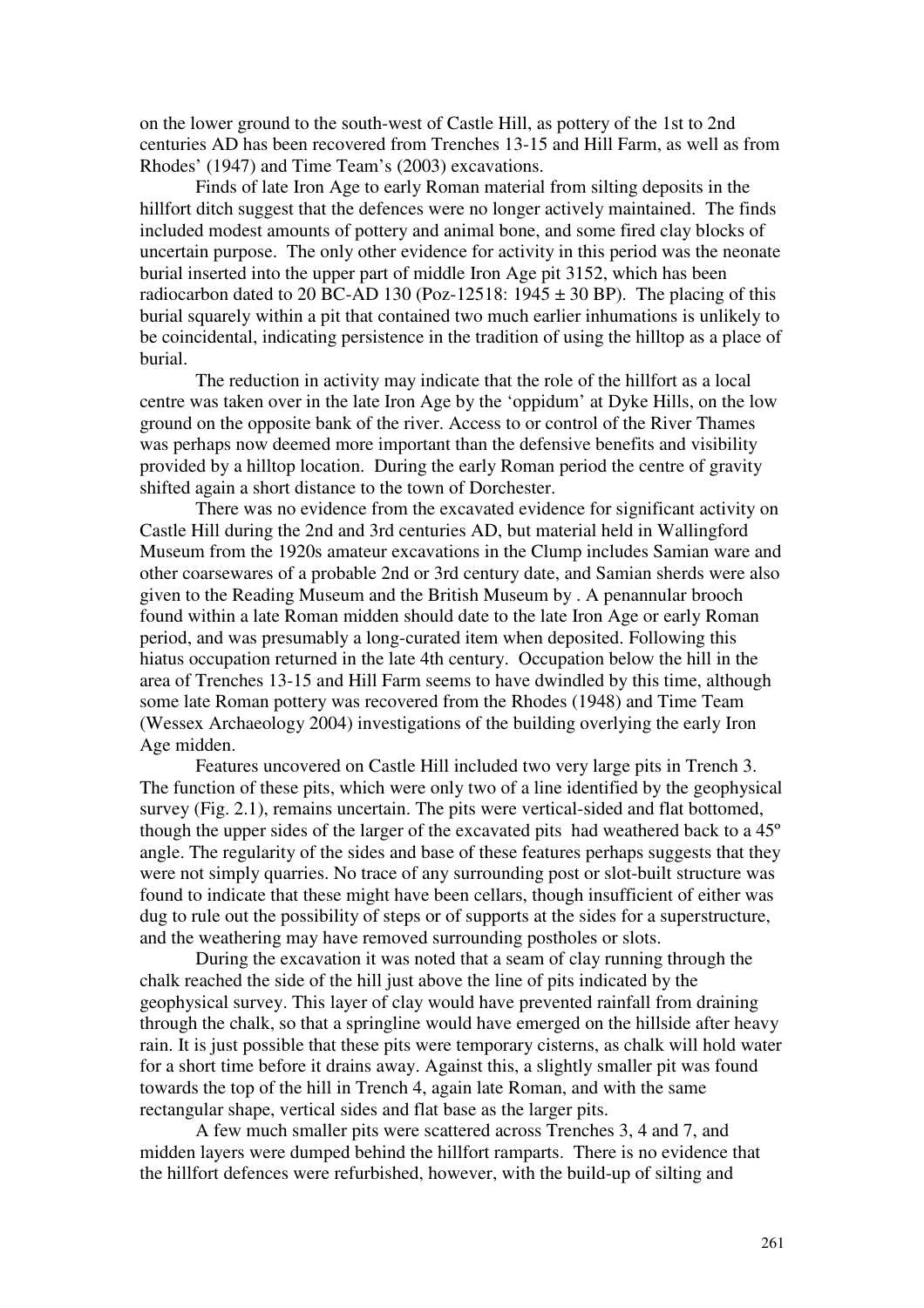on the lower ground to the south-west of Castle Hill, as pottery of the 1st to 2nd centuries AD has been recovered from Trenches 13-15 and Hill Farm, as well as from Rhodes' (1947) and Time Team's (2003) excavations.

Finds of late Iron Age to early Roman material from silting deposits in the hillfort ditch suggest that the defences were no longer actively maintained. The finds included modest amounts of pottery and animal bone, and some fired clay blocks of uncertain purpose. The only other evidence for activity in this period was the neonate burial inserted into the upper part of middle Iron Age pit 3152, which has been radiocarbon dated to 20 BC-AD 130 (Poz-12518: 1945 ± 30 BP). The placing of this burial squarely within a pit that contained two much earlier inhumations is unlikely to be coincidental, indicating persistence in the tradition of using the hilltop as a place of burial.

The reduction in activity may indicate that the role of the hillfort as a local centre was taken over in the late Iron Age by the 'oppidum' at Dyke Hills, on the low ground on the opposite bank of the river. Access to or control of the River Thames was perhaps now deemed more important than the defensive benefits and visibility provided by a hilltop location. During the early Roman period the centre of gravity shifted again a short distance to the town of Dorchester.

There was no evidence from the excavated evidence for significant activity on Castle Hill during the 2nd and 3rd centuries AD, but material held in Wallingford Museum from the 1920s amateur excavations in the Clump includes Samian ware and other coarsewares of a probable 2nd or 3rd century date, and Samian sherds were also given to the Reading Museum and the British Museum by . A penannular brooch found within a late Roman midden should date to the late Iron Age or early Roman period, and was presumably a long-curated item when deposited. Following this hiatus occupation returned in the late 4th century. Occupation below the hill in the area of Trenches 13-15 and Hill Farm seems to have dwindled by this time, although some late Roman pottery was recovered from the Rhodes (1948) and Time Team (Wessex Archaeology 2004) investigations of the building overlying the early Iron Age midden.

Features uncovered on Castle Hill included two very large pits in Trench 3. The function of these pits, which were only two of a line identified by the geophysical survey (Fig. 2.1), remains uncertain. The pits were vertical-sided and flat bottomed, though the upper sides of the larger of the excavated pits had weathered back to a 45º angle. The regularity of the sides and base of these features perhaps suggests that they were not simply quarries. No trace of any surrounding post or slot-built structure was found to indicate that these might have been cellars, though insufficient of either was dug to rule out the possibility of steps or of supports at the sides for a superstructure, and the weathering may have removed surrounding postholes or slots.

During the excavation it was noted that a seam of clay running through the chalk reached the side of the hill just above the line of pits indicated by the geophysical survey. This layer of clay would have prevented rainfall from draining through the chalk, so that a springline would have emerged on the hillside after heavy rain. It is just possible that these pits were temporary cisterns, as chalk will hold water for a short time before it drains away. Against this, a slightly smaller pit was found towards the top of the hill in Trench 4, again late Roman, and with the same rectangular shape, vertical sides and flat base as the larger pits.

A few much smaller pits were scattered across Trenches 3, 4 and 7, and midden layers were dumped behind the hillfort ramparts. There is no evidence that the hillfort defences were refurbished, however, with the build-up of silting and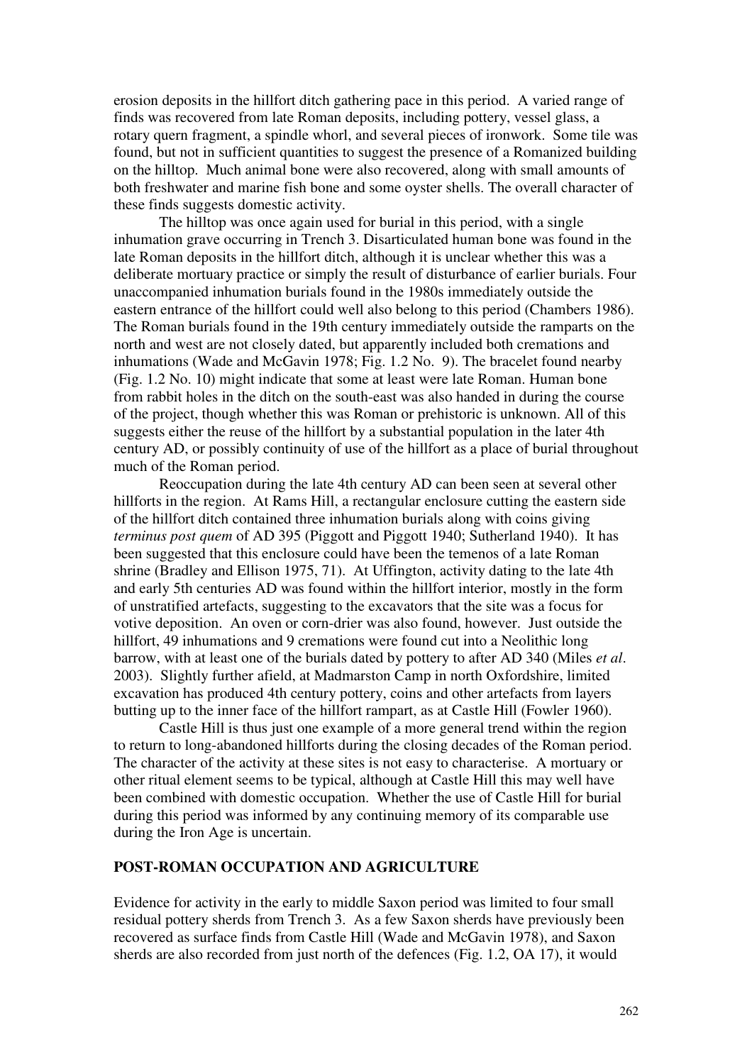erosion deposits in the hillfort ditch gathering pace in this period. A varied range of finds was recovered from late Roman deposits, including pottery, vessel glass, a rotary quern fragment, a spindle whorl, and several pieces of ironwork. Some tile was found, but not in sufficient quantities to suggest the presence of a Romanized building on the hilltop. Much animal bone were also recovered, along with small amounts of both freshwater and marine fish bone and some oyster shells. The overall character of these finds suggests domestic activity.

The hilltop was once again used for burial in this period, with a single inhumation grave occurring in Trench 3. Disarticulated human bone was found in the late Roman deposits in the hillfort ditch, although it is unclear whether this was a deliberate mortuary practice or simply the result of disturbance of earlier burials. Four unaccompanied inhumation burials found in the 1980s immediately outside the eastern entrance of the hillfort could well also belong to this period (Chambers 1986). The Roman burials found in the 19th century immediately outside the ramparts on the north and west are not closely dated, but apparently included both cremations and inhumations (Wade and McGavin 1978; Fig. 1.2 No. 9). The bracelet found nearby (Fig. 1.2 No. 10) might indicate that some at least were late Roman. Human bone from rabbit holes in the ditch on the south-east was also handed in during the course of the project, though whether this was Roman or prehistoric is unknown. All of this suggests either the reuse of the hillfort by a substantial population in the later 4th century AD, or possibly continuity of use of the hillfort as a place of burial throughout much of the Roman period.

Reoccupation during the late 4th century AD can been seen at several other hillforts in the region. At Rams Hill, a rectangular enclosure cutting the eastern side of the hillfort ditch contained three inhumation burials along with coins giving *terminus post quem* of AD 395 (Piggott and Piggott 1940; Sutherland 1940). It has been suggested that this enclosure could have been the temenos of a late Roman shrine (Bradley and Ellison 1975, 71). At Uffington, activity dating to the late 4th and early 5th centuries AD was found within the hillfort interior, mostly in the form of unstratified artefacts, suggesting to the excavators that the site was a focus for votive deposition. An oven or corn-drier was also found, however. Just outside the hillfort, 49 inhumations and 9 cremations were found cut into a Neolithic long barrow, with at least one of the burials dated by pottery to after AD 340 (Miles *et al*. 2003). Slightly further afield, at Madmarston Camp in north Oxfordshire, limited excavation has produced 4th century pottery, coins and other artefacts from layers butting up to the inner face of the hillfort rampart, as at Castle Hill (Fowler 1960).

Castle Hill is thus just one example of a more general trend within the region to return to long-abandoned hillforts during the closing decades of the Roman period. The character of the activity at these sites is not easy to characterise. A mortuary or other ritual element seems to be typical, although at Castle Hill this may well have been combined with domestic occupation. Whether the use of Castle Hill for burial during this period was informed by any continuing memory of its comparable use during the Iron Age is uncertain.

## POST-ROMAN OCCUPATION AND AGRICULTURE

Evidence for activity in the early to middle Saxon period was limited to four small residual pottery sherds from Trench 3. As a few Saxon sherds have previously been recovered as surface finds from Castle Hill (Wade and McGavin 1978), and Saxon sherds are also recorded from just north of the defences (Fig. 1.2, OA 17), it would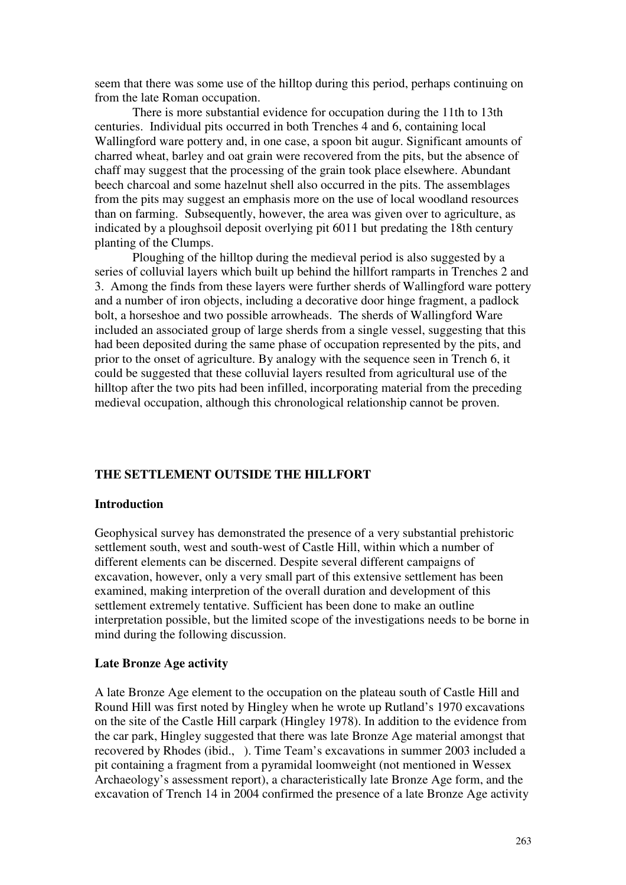seem that there was some use of the hilltop during this period, perhaps continuing on from the late Roman occupation.

There is more substantial evidence for occupation during the 11th to 13th centuries. Individual pits occurred in both Trenches 4 and 6, containing local Wallingford ware pottery and, in one case, a spoon bit augur. Significant amounts of charred wheat, barley and oat grain were recovered from the pits, but the absence of chaff may suggest that the processing of the grain took place elsewhere. Abundant beech charcoal and some hazelnut shell also occurred in the pits. The assemblages from the pits may suggest an emphasis more on the use of local woodland resources than on farming. Subsequently, however, the area was given over to agriculture, as indicated by a ploughsoil deposit overlying pit 6011 but predating the 18th century planting of the Clumps.

Ploughing of the hilltop during the medieval period is also suggested by a series of colluvial layers which built up behind the hillfort ramparts in Trenches 2 and 3. Among the finds from these layers were further sherds of Wallingford ware pottery and a number of iron objects, including a decorative door hinge fragment, a padlock bolt, a horseshoe and two possible arrowheads. The sherds of Wallingford Ware included an associated group of large sherds from a single vessel, suggesting that this had been deposited during the same phase of occupation represented by the pits, and prior to the onset of agriculture. By analogy with the sequence seen in Trench 6, it could be suggested that these colluvial layers resulted from agricultural use of the hilltop after the two pits had been infilled, incorporating material from the preceding medieval occupation, although this chronological relationship cannot be proven.

## THE SETTLEMENT OUTSIDE THE HILLFORT

### Introduction

Geophysical survey has demonstrated the presence of a very substantial prehistoric settlement south, west and south-west of Castle Hill, within which a number of different elements can be discerned. Despite several different campaigns of excavation, however, only a very small part of this extensive settlement has been examined, making interpretion of the overall duration and development of this settlement extremely tentative. Sufficient has been done to make an outline interpretation possible, but the limited scope of the investigations needs to be borne in mind during the following discussion.

### Late Bronze Age activity

A late Bronze Age element to the occupation on the plateau south of Castle Hill and Round Hill was first noted by Hingley when he wrote up Rutland's 1970 excavations on the site of the Castle Hill carpark (Hingley 1978). In addition to the evidence from the car park, Hingley suggested that there was late Bronze Age material amongst that recovered by Rhodes (ibid., ). Time Team's excavations in summer 2003 included a pit containing a fragment from a pyramidal loomweight (not mentioned in Wessex Archaeology's assessment report), a characteristically late Bronze Age form, and the excavation of Trench 14 in 2004 confirmed the presence of a late Bronze Age activity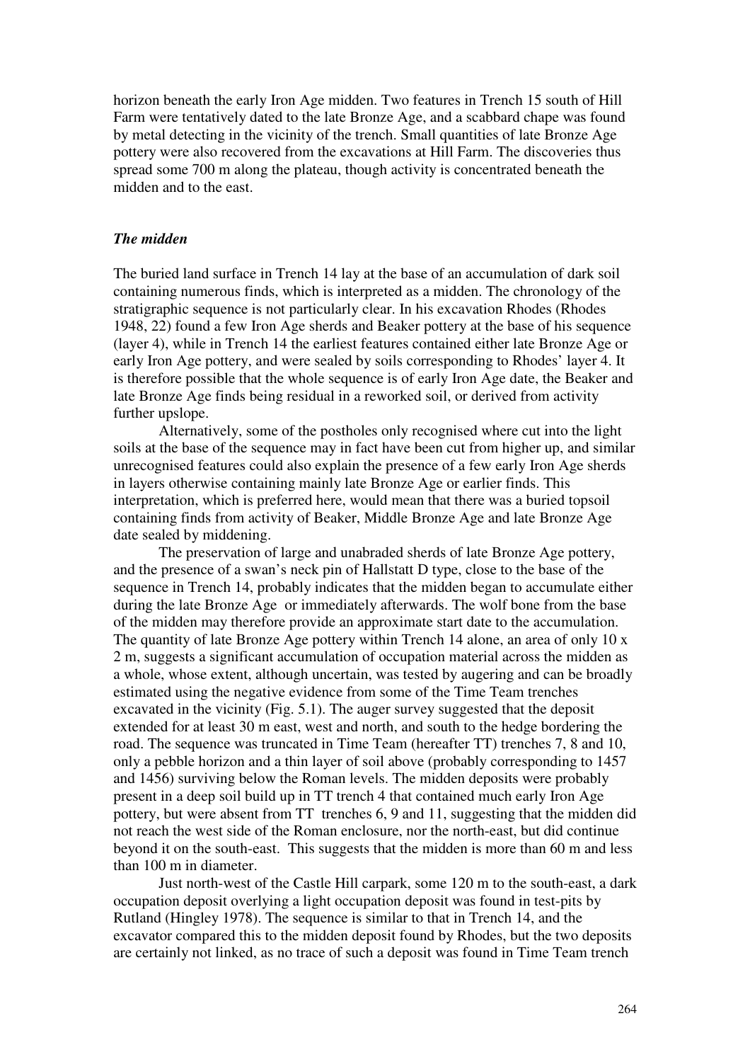horizon beneath the early Iron Age midden. Two features in Trench 15 south of Hill Farm were tentatively dated to the late Bronze Age, and a scabbard chape was found by metal detecting in the vicinity of the trench. Small quantities of late Bronze Age pottery were also recovered from the excavations at Hill Farm. The discoveries thus spread some 700 m along the plateau, though activity is concentrated beneath the midden and to the east.

### *The midden*

The buried land surface in Trench 14 lay at the base of an accumulation of dark soil containing numerous finds, which is interpreted as a midden. The chronology of the stratigraphic sequence is not particularly clear. In his excavation Rhodes (Rhodes 1948, 22) found a few Iron Age sherds and Beaker pottery at the base of his sequence (layer 4), while in Trench 14 the earliest features contained either late Bronze Age or early Iron Age pottery, and were sealed by soils corresponding to Rhodes' layer 4. It is therefore possible that the whole sequence is of early Iron Age date, the Beaker and late Bronze Age finds being residual in a reworked soil, or derived from activity further upslope.

Alternatively, some of the postholes only recognised where cut into the light soils at the base of the sequence may in fact have been cut from higher up, and similar unrecognised features could also explain the presence of a few early Iron Age sherds in layers otherwise containing mainly late Bronze Age or earlier finds. This interpretation, which is preferred here, would mean that there was a buried topsoil containing finds from activity of Beaker, Middle Bronze Age and late Bronze Age date sealed by middening.

The preservation of large and unabraded sherds of late Bronze Age pottery, and the presence of a swan's neck pin of Hallstatt D type, close to the base of the sequence in Trench 14, probably indicates that the midden began to accumulate either during the late Bronze Age or immediately afterwards. The wolf bone from the base of the midden may therefore provide an approximate start date to the accumulation. The quantity of late Bronze Age pottery within Trench 14 alone, an area of only 10 x 2 m, suggests a significant accumulation of occupation material across the midden as a whole, whose extent, although uncertain, was tested by augering and can be broadly estimated using the negative evidence from some of the Time Team trenches excavated in the vicinity (Fig. 5.1). The auger survey suggested that the deposit extended for at least 30 m east, west and north, and south to the hedge bordering the road. The sequence was truncated in Time Team (hereafter TT) trenches 7, 8 and 10, only a pebble horizon and a thin layer of soil above (probably corresponding to 1457 and 1456) surviving below the Roman levels. The midden deposits were probably present in a deep soil build up in TT trench 4 that contained much early Iron Age pottery, but were absent from TT trenches 6, 9 and 11, suggesting that the midden did not reach the west side of the Roman enclosure, nor the north-east, but did continue beyond it on the south-east. This suggests that the midden is more than 60 m and less than 100 m in diameter.

Just north-west of the Castle Hill carpark, some 120 m to the south-east, a dark occupation deposit overlying a light occupation deposit was found in test-pits by Rutland (Hingley 1978). The sequence is similar to that in Trench 14, and the excavator compared this to the midden deposit found by Rhodes, but the two deposits are certainly not linked, as no trace of such a deposit was found in Time Team trench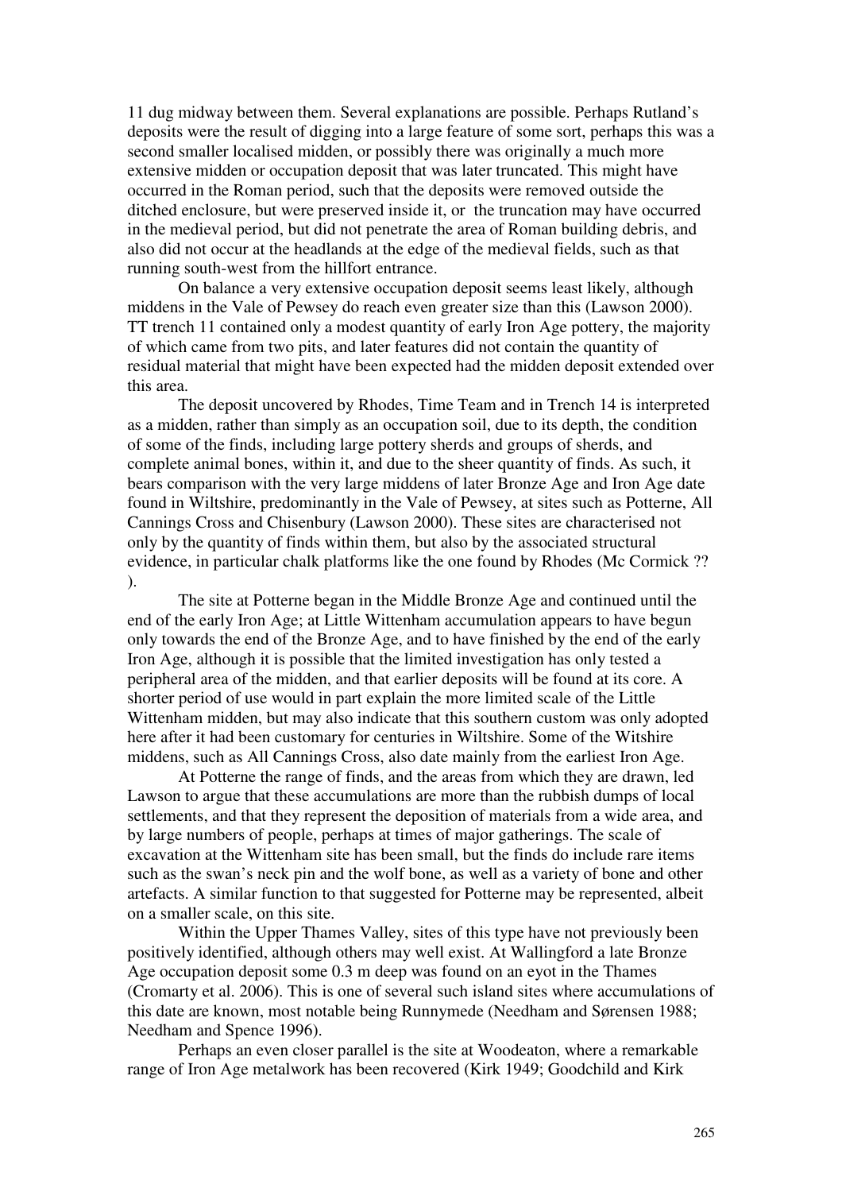11 dug midway between them. Several explanations are possible. Perhaps Rutland's deposits were the result of digging into a large feature of some sort, perhaps this was a second smaller localised midden, or possibly there was originally a much more extensive midden or occupation deposit that was later truncated. This might have occurred in the Roman period, such that the deposits were removed outside the ditched enclosure, but were preserved inside it, or the truncation may have occurred in the medieval period, but did not penetrate the area of Roman building debris, and also did not occur at the headlands at the edge of the medieval fields, such as that running south-west from the hillfort entrance.

On balance a very extensive occupation deposit seems least likely, although middens in the Vale of Pewsey do reach even greater size than this (Lawson 2000). TT trench 11 contained only a modest quantity of early Iron Age pottery, the majority of which came from two pits, and later features did not contain the quantity of residual material that might have been expected had the midden deposit extended over this area.

The deposit uncovered by Rhodes, Time Team and in Trench 14 is interpreted as a midden, rather than simply as an occupation soil, due to its depth, the condition of some of the finds, including large pottery sherds and groups of sherds, and complete animal bones, within it, and due to the sheer quantity of finds. As such, it bears comparison with the very large middens of later Bronze Age and Iron Age date found in Wiltshire, predominantly in the Vale of Pewsey, at sites such as Potterne, All Cannings Cross and Chisenbury (Lawson 2000). These sites are characterised not only by the quantity of finds within them, but also by the associated structural evidence, in particular chalk platforms like the one found by Rhodes (Mc Cormick ?? ).

The site at Potterne began in the Middle Bronze Age and continued until the end of the early Iron Age; at Little Wittenham accumulation appears to have begun only towards the end of the Bronze Age, and to have finished by the end of the early Iron Age, although it is possible that the limited investigation has only tested a peripheral area of the midden, and that earlier deposits will be found at its core. A shorter period of use would in part explain the more limited scale of the Little Wittenham midden, but may also indicate that this southern custom was only adopted here after it had been customary for centuries in Wiltshire. Some of the Witshire middens, such as All Cannings Cross, also date mainly from the earliest Iron Age.

At Potterne the range of finds, and the areas from which they are drawn, led Lawson to argue that these accumulations are more than the rubbish dumps of local settlements, and that they represent the deposition of materials from a wide area, and by large numbers of people, perhaps at times of major gatherings. The scale of excavation at the Wittenham site has been small, but the finds do include rare items such as the swan's neck pin and the wolf bone, as well as a variety of bone and other artefacts. A similar function to that suggested for Potterne may be represented, albeit on a smaller scale, on this site.

Within the Upper Thames Valley, sites of this type have not previously been positively identified, although others may well exist. At Wallingford a late Bronze Age occupation deposit some 0.3 m deep was found on an eyot in the Thames (Cromarty et al. 2006). This is one of several such island sites where accumulations of this date are known, most notable being Runnymede (Needham and Sørensen 1988; Needham and Spence 1996).

Perhaps an even closer parallel is the site at Woodeaton, where a remarkable range of Iron Age metalwork has been recovered (Kirk 1949; Goodchild and Kirk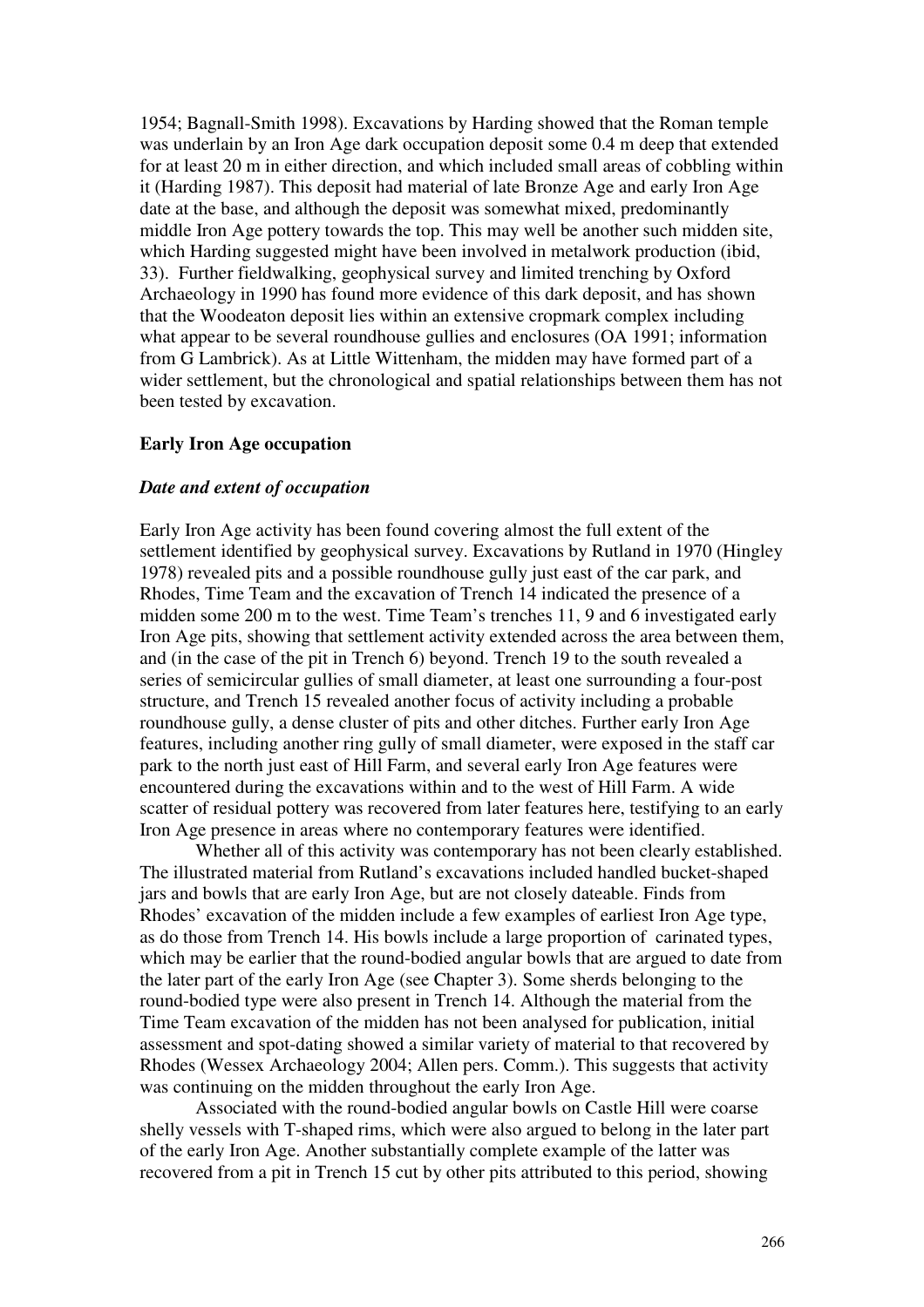1954; Bagnall-Smith 1998). Excavations by Harding showed that the Roman temple was underlain by an Iron Age dark occupation deposit some 0.4 m deep that extended for at least 20 m in either direction, and which included small areas of cobbling within it (Harding 1987). This deposit had material of late Bronze Age and early Iron Age date at the base, and although the deposit was somewhat mixed, predominantly middle Iron Age pottery towards the top. This may well be another such midden site, which Harding suggested might have been involved in metalwork production (ibid, 33). Further fieldwalking, geophysical survey and limited trenching by Oxford Archaeology in 1990 has found more evidence of this dark deposit, and has shown that the Woodeaton deposit lies within an extensive cropmark complex including what appear to be several roundhouse gullies and enclosures (OA 1991; information from G Lambrick). As at Little Wittenham, the midden may have formed part of a wider settlement, but the chronological and spatial relationships between them has not been tested by excavation.

**Early Iron Age occupation**

***Date and extent of occupation***

Early Iron Age activity has been found covering almost the full extent of the settlement identified by geophysical survey. Excavations by Rutland in 1970 (Hingley 1978) revealed pits and a possible roundhouse gully just east of the car park, and Rhodes, Time Team and the excavation of Trench 14 indicated the presence of a midden some 200 m to the west. Time Team's trenches 11, 9 and 6 investigated early Iron Age pits, showing that settlement activity extended across the area between them, and (in the case of the pit in Trench 6) beyond. Trench 19 to the south revealed a series of semicircular gullies of small diameter, at least one surrounding a four-post structure, and Trench 15 revealed another focus of activity including a probable roundhouse gully, a dense cluster of pits and other ditches. Further early Iron Age features, including another ring gully of small diameter, were exposed in the staff car park to the north just east of Hill Farm, and several early Iron Age features were encountered during the excavations within and to the west of Hill Farm. A wide scatter of residual pottery was recovered from later features here, testifying to an early Iron Age presence in areas where no contemporary features were identified.

Whether all of this activity was contemporary has not been clearly established. The illustrated material from Rutland's excavations included handled bucket-shaped jars and bowls that are early Iron Age, but are not closely dateable. Finds from Rhodes' excavation of the midden include a few examples of earliest Iron Age type, as do those from Trench 14. His bowls include a large proportion of carinated types, which may be earlier that the round-bodied angular bowls that are argued to date from the later part of the early Iron Age (see Chapter 3). Some sherds belonging to the round-bodied type were also present in Trench 14. Although the material from the Time Team excavation of the midden has not been analysed for publication, initial assessment and spot-dating showed a similar variety of material to that recovered by Rhodes (Wessex Archaeology 2004; Allen pers. Comm.). This suggests that activity was continuing on the midden throughout the early Iron Age.

Associated with the round-bodied angular bowls on Castle Hill were coarse shelly vessels with T-shaped rims, which were also argued to belong in the later part of the early Iron Age. Another substantially complete example of the latter was recovered from a pit in Trench 15 cut by other pits attributed to this period, showing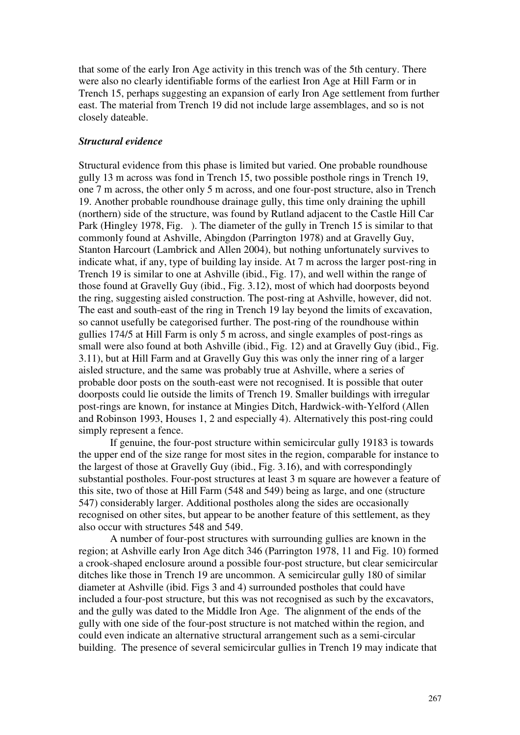that some of the early Iron Age activity in this trench was of the 5th century. There were also no clearly identifiable forms of the earliest Iron Age at Hill Farm or in Trench 15, perhaps suggesting an expansion of early Iron Age settlement from further east. The material from Trench 19 did not include large assemblages, and so is not closely dateable.

### *Structural evidence*

Structural evidence from this phase is limited but varied. One probable roundhouse gully 13 m across was fond in Trench 15, two possible posthole rings in Trench 19, one 7 m across, the other only 5 m across, and one four-post structure, also in Trench 19. Another probable roundhouse drainage gully, this time only draining the uphill (northern) side of the structure, was found by Rutland adjacent to the Castle Hill Car Park (Hingley 1978, Fig. ). The diameter of the gully in Trench 15 is similar to that commonly found at Ashville, Abingdon (Parrington 1978) and at Gravelly Guy, Stanton Harcourt (Lambrick and Allen 2004), but nothing unfortunately survives to indicate what, if any, type of building lay inside. At 7 m across the larger post-ring in Trench 19 is similar to one at Ashville (ibid., Fig. 17), and well within the range of those found at Gravelly Guy (ibid., Fig. 3.12), most of which had doorposts beyond the ring, suggesting aisled construction. The post-ring at Ashville, however, did not. The east and south-east of the ring in Trench 19 lay beyond the limits of excavation, so cannot usefully be categorised further. The post-ring of the roundhouse within gullies 174/5 at Hill Farm is only 5 m across, and single examples of post-rings as small were also found at both Ashville (ibid., Fig. 12) and at Gravelly Guy (ibid., Fig. 3.11), but at Hill Farm and at Gravelly Guy this was only the inner ring of a larger aisled structure, and the same was probably true at Ashville, where a series of probable door posts on the south-east were not recognised. It is possible that outer doorposts could lie outside the limits of Trench 19. Smaller buildings with irregular post-rings are known, for instance at Mingies Ditch, Hardwick-with-Yelford (Allen and Robinson 1993, Houses 1, 2 and especially 4). Alternatively this post-ring could simply represent a fence.

If genuine, the four-post structure within semicircular gully 19183 is towards the upper end of the size range for most sites in the region, comparable for instance to the largest of those at Gravelly Guy (ibid., Fig. 3.16), and with correspondingly substantial postholes. Four-post structures at least 3 m square are however a feature of this site, two of those at Hill Farm (548 and 549) being as large, and one (structure 547) considerably larger. Additional postholes along the sides are occasionally recognised on other sites, but appear to be another feature of this settlement, as they also occur with structures 548 and 549.

A number of four-post structures with surrounding gullies are known in the region; at Ashville early Iron Age ditch 346 (Parrington 1978, 11 and Fig. 10) formed a crook-shaped enclosure around a possible four-post structure, but clear semicircular ditches like those in Trench 19 are uncommon. A semicircular gully 180 of similar diameter at Ashville (ibid. Figs 3 and 4) surrounded postholes that could have included a four-post structure, but this was not recognised as such by the excavators, and the gully was dated to the Middle Iron Age. The alignment of the ends of the gully with one side of the four-post structure is not matched within the region, and could even indicate an alternative structural arrangement such as a semi-circular building. The presence of several semicircular gullies in Trench 19 may indicate that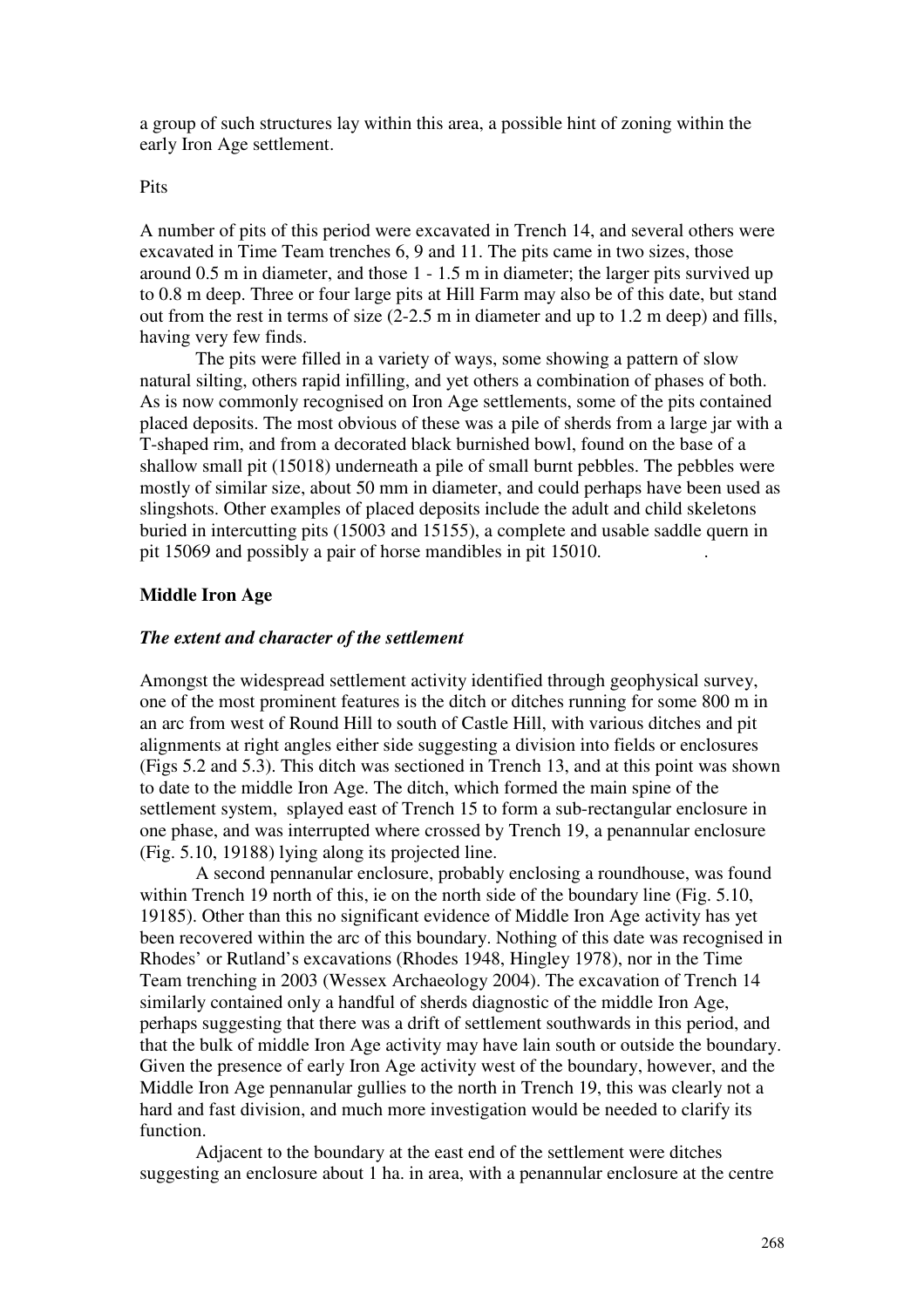a group of such structures lay within this area, a possible hint of zoning within the early Iron Age settlement.

Pits

A number of pits of this period were excavated in Trench 14, and several others were excavated in Time Team trenches 6, 9 and 11. The pits came in two sizes, those around 0.5 m in diameter, and those 1 - 1.5 m in diameter; the larger pits survived up to 0.8 m deep. Three or four large pits at Hill Farm may also be of this date, but stand out from the rest in terms of size (2-2.5 m in diameter and up to 1.2 m deep) and fills, having very few finds.

The pits were filled in a variety of ways, some showing a pattern of slow natural silting, others rapid infilling, and yet others a combination of phases of both. As is now commonly recognised on Iron Age settlements, some of the pits contained placed deposits. The most obvious of these was a pile of sherds from a large jar with a T-shaped rim, and from a decorated black burnished bowl, found on the base of a shallow small pit (15018) underneath a pile of small burnt pebbles. The pebbles were mostly of similar size, about 50 mm in diameter, and could perhaps have been used as slingshots. Other examples of placed deposits include the adult and child skeletons buried in intercutting pits (15003 and 15155), a complete and usable saddle quern in pit 15069 and possibly a pair of horse mandibles in pit 15010. .

### Middle Iron Age

#### *The extent and character of the settlement*

Amongst the widespread settlement activity identified through geophysical survey, one of the most prominent features is the ditch or ditches running for some 800 m in an arc from west of Round Hill to south of Castle Hill, with various ditches and pit alignments at right angles either side suggesting a division into fields or enclosures (Figs 5.2 and 5.3). This ditch was sectioned in Trench 13, and at this point was shown to date to the middle Iron Age. The ditch, which formed the main spine of the settlement system, splayed east of Trench 15 to form a sub-rectangular enclosure in one phase, and was interrupted where crossed by Trench 19, a penannular enclosure (Fig. 5.10, 19188) lying along its projected line.

A second pennanular enclosure, probably enclosing a roundhouse, was found within Trench 19 north of this, ie on the north side of the boundary line (Fig. 5.10, 19185). Other than this no significant evidence of Middle Iron Age activity has yet been recovered within the arc of this boundary. Nothing of this date was recognised in Rhodes' or Rutland's excavations (Rhodes 1948, Hingley 1978), nor in the Time Team trenching in 2003 (Wessex Archaeology 2004). The excavation of Trench 14 similarly contained only a handful of sherds diagnostic of the middle Iron Age, perhaps suggesting that there was a drift of settlement southwards in this period, and that the bulk of middle Iron Age activity may have lain south or outside the boundary. Given the presence of early Iron Age activity west of the boundary, however, and the Middle Iron Age pennanular gullies to the north in Trench 19, this was clearly not a hard and fast division, and much more investigation would be needed to clarify its function.

Adjacent to the boundary at the east end of the settlement were ditches suggesting an enclosure about 1 ha. in area, with a penannular enclosure at the centre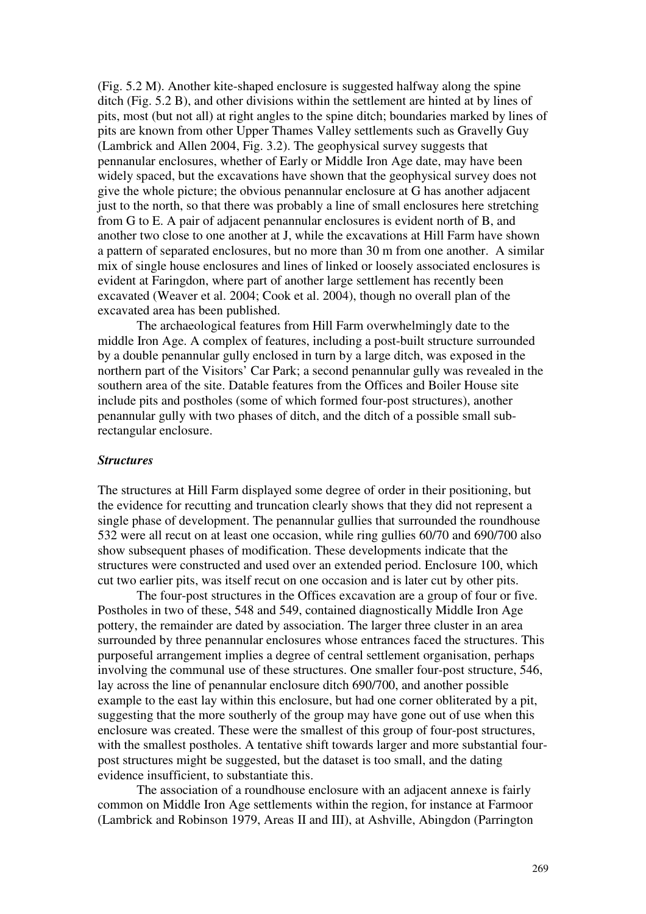(Fig. 5.2 M). Another kite-shaped enclosure is suggested halfway along the spine ditch (Fig. 5.2 B), and other divisions within the settlement are hinted at by lines of pits, most (but not all) at right angles to the spine ditch; boundaries marked by lines of pits are known from other Upper Thames Valley settlements such as Gravelly Guy (Lambrick and Allen 2004, Fig. 3.2). The geophysical survey suggests that pennanular enclosures, whether of Early or Middle Iron Age date, may have been widely spaced, but the excavations have shown that the geophysical survey does not give the whole picture; the obvious penannular enclosure at G has another adjacent just to the north, so that there was probably a line of small enclosures here stretching from G to E. A pair of adjacent penannular enclosures is evident north of B, and another two close to one another at J, while the excavations at Hill Farm have shown a pattern of separated enclosures, but no more than 30 m from one another. A similar mix of single house enclosures and lines of linked or loosely associated enclosures is evident at Faringdon, where part of another large settlement has recently been excavated (Weaver et al. 2004; Cook et al. 2004), though no overall plan of the excavated area has been published.

The archaeological features from Hill Farm overwhelmingly date to the middle Iron Age. A complex of features, including a post-built structure surrounded by a double penannular gully enclosed in turn by a large ditch, was exposed in the northern part of the Visitors' Car Park; a second penannular gully was revealed in the southern area of the site. Datable features from the Offices and Boiler House site include pits and postholes (some of which formed four-post structures), another penannular gully with two phases of ditch, and the ditch of a possible small sub-rectangular enclosure.

### *Structures*

The structures at Hill Farm displayed some degree of order in their positioning, but the evidence for recutting and truncation clearly shows that they did not represent a single phase of development. The penannular gullies that surrounded the roundhouse 532 were all recut on at least one occasion, while ring gullies 60/70 and 690/700 also show subsequent phases of modification. These developments indicate that the structures were constructed and used over an extended period. Enclosure 100, which cut two earlier pits, was itself recut on one occasion and is later cut by other pits.

The four-post structures in the Offices excavation are a group of four or five. Postholes in two of these, 548 and 549, contained diagnostically Middle Iron Age pottery, the remainder are dated by association. The larger three cluster in an area surrounded by three penannular enclosures whose entrances faced the structures. This purposeful arrangement implies a degree of central settlement organisation, perhaps involving the communal use of these structures. One smaller four-post structure, 546, lay across the line of penannular enclosure ditch 690/700, and another possible example to the east lay within this enclosure, but had one corner obliterated by a pit, suggesting that the more southerly of the group may have gone out of use when this enclosure was created. These were the smallest of this group of four-post structures, with the smallest postholes. A tentative shift towards larger and more substantial four-post structures might be suggested, but the dataset is too small, and the dating evidence insufficient, to substantiate this.

The association of a roundhouse enclosure with an adjacent annexe is fairly common on Middle Iron Age settlements within the region, for instance at Farmoor (Lambrick and Robinson 1979, Areas II and III), at Ashville, Abingdon (Parrington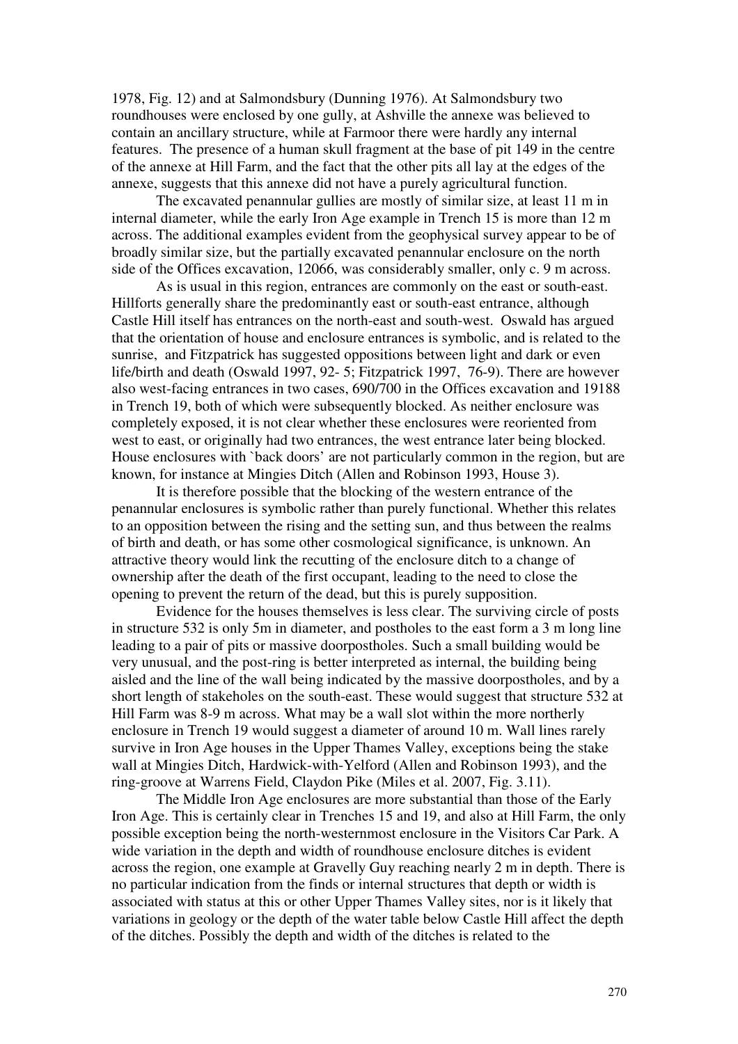1978, Fig. 12) and at Salmondsbury (Dunning 1976). At Salmondsbury two roundhouses were enclosed by one gully, at Ashville the annexe was believed to contain an ancillary structure, while at Farmoor there were hardly any internal features. The presence of a human skull fragment at the base of pit 149 in the centre of the annexe at Hill Farm, and the fact that the other pits all lay at the edges of the annexe, suggests that this annexe did not have a purely agricultural function.

The excavated penannular gullies are mostly of similar size, at least 11 m in internal diameter, while the early Iron Age example in Trench 15 is more than 12 m across. The additional examples evident from the geophysical survey appear to be of broadly similar size, but the partially excavated penannular enclosure on the north side of the Offices excavation, 12066, was considerably smaller, only c. 9 m across.

As is usual in this region, entrances are commonly on the east or south-east. Hillforts generally share the predominantly east or south-east entrance, although Castle Hill itself has entrances on the north-east and south-west. Oswald has argued that the orientation of house and enclosure entrances is symbolic, and is related to the sunrise, and Fitzpatrick has suggested oppositions between light and dark or even life/birth and death (Oswald 1997, 92- 5; Fitzpatrick 1997, 76-9). There are however also west-facing entrances in two cases, 690/700 in the Offices excavation and 19188 in Trench 19, both of which were subsequently blocked. As neither enclosure was completely exposed, it is not clear whether these enclosures were reoriented from west to east, or originally had two entrances, the west entrance later being blocked. House enclosures with `back doors' are not particularly common in the region, but are known, for instance at Mingies Ditch (Allen and Robinson 1993, House 3).

It is therefore possible that the blocking of the western entrance of the penannular enclosures is symbolic rather than purely functional. Whether this relates to an opposition between the rising and the setting sun, and thus between the realms of birth and death, or has some other cosmological significance, is unknown. An attractive theory would link the recutting of the enclosure ditch to a change of ownership after the death of the first occupant, leading to the need to close the opening to prevent the return of the dead, but this is purely supposition.

Evidence for the houses themselves is less clear. The surviving circle of posts in structure 532 is only 5m in diameter, and postholes to the east form a 3 m long line leading to a pair of pits or massive doorpostholes. Such a small building would be very unusual, and the post-ring is better interpreted as internal, the building being aisled and the line of the wall being indicated by the massive doorpostholes, and by a short length of stakeholes on the south-east. These would suggest that structure 532 at Hill Farm was 8-9 m across. What may be a wall slot within the more northerly enclosure in Trench 19 would suggest a diameter of around 10 m. Wall lines rarely survive in Iron Age houses in the Upper Thames Valley, exceptions being the stake wall at Mingies Ditch, Hardwick-with-Yelford (Allen and Robinson 1993), and the ring-groove at Warrens Field, Claydon Pike (Miles et al. 2007, Fig. 3.11).

The Middle Iron Age enclosures are more substantial than those of the Early Iron Age. This is certainly clear in Trenches 15 and 19, and also at Hill Farm, the only possible exception being the north-westernmost enclosure in the Visitors Car Park. A wide variation in the depth and width of roundhouse enclosure ditches is evident across the region, one example at Gravelly Guy reaching nearly 2 m in depth. There is no particular indication from the finds or internal structures that depth or width is associated with status at this or other Upper Thames Valley sites, nor is it likely that variations in geology or the depth of the water table below Castle Hill affect the depth of the ditches. Possibly the depth and width of the ditches is related to the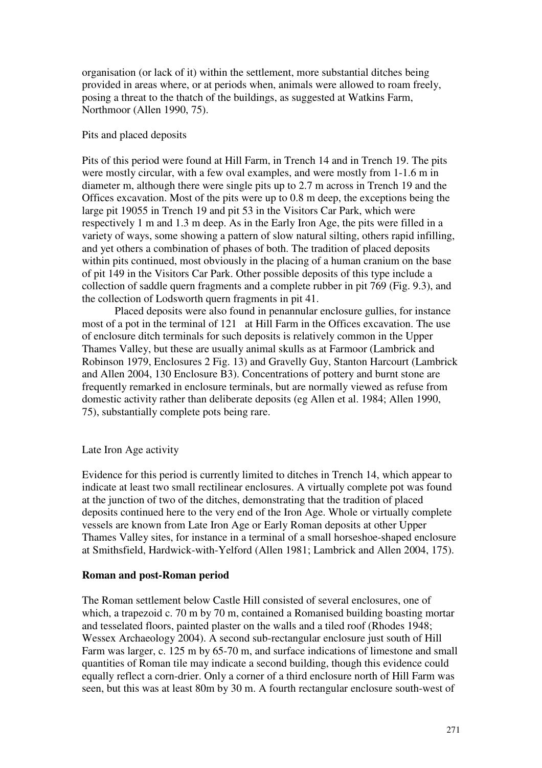organisation (or lack of it) within the settlement, more substantial ditches being provided in areas where, or at periods when, animals were allowed to roam freely, posing a threat to the thatch of the buildings, as suggested at Watkins Farm, Northmoor (Allen 1990, 75).

Pits and placed deposits

Pits of this period were found at Hill Farm, in Trench 14 and in Trench 19. The pits were mostly circular, with a few oval examples, and were mostly from 1-1.6 m in diameter m, although there were single pits up to 2.7 m across in Trench 19 and the Offices excavation. Most of the pits were up to 0.8 m deep, the exceptions being the large pit 19055 in Trench 19 and pit 53 in the Visitors Car Park, which were respectively 1 m and 1.3 m deep. As in the Early Iron Age, the pits were filled in a variety of ways, some showing a pattern of slow natural silting, others rapid infilling, and yet others a combination of phases of both. The tradition of placed deposits within pits continued, most obviously in the placing of a human cranium on the base of pit 149 in the Visitors Car Park. Other possible deposits of this type include a collection of saddle quern fragments and a complete rubber in pit 769 (Fig. 9.3), and the collection of Lodsworth quern fragments in pit 41.

Placed deposits were also found in penannular enclosure gullies, for instance most of a pot in the terminal of 121 at Hill Farm in the Offices excavation. The use of enclosure ditch terminals for such deposits is relatively common in the Upper Thames Valley, but these are usually animal skulls as at Farmoor (Lambrick and Robinson 1979, Enclosures 2 Fig. 13) and Gravelly Guy, Stanton Harcourt (Lambrick and Allen 2004, 130 Enclosure B3). Concentrations of pottery and burnt stone are frequently remarked in enclosure terminals, but are normally viewed as refuse from domestic activity rather than deliberate deposits (eg Allen et al. 1984; Allen 1990, 75), substantially complete pots being rare.

Late Iron Age activity

Evidence for this period is currently limited to ditches in Trench 14, which appear to indicate at least two small rectilinear enclosures. A virtually complete pot was found at the junction of two of the ditches, demonstrating that the tradition of placed deposits continued here to the very end of the Iron Age. Whole or virtually complete vessels are known from Late Iron Age or Early Roman deposits at other Upper Thames Valley sites, for instance in a terminal of a small horseshoe-shaped enclosure at Smithsfield, Hardwick-with-Yelford (Allen 1981; Lambrick and Allen 2004, 175).

**Roman and post-Roman period**

The Roman settlement below Castle Hill consisted of several enclosures, one of which, a trapezoid c. 70 m by 70 m, contained a Romanised building boasting mortar and tesselated floors, painted plaster on the walls and a tiled roof (Rhodes 1948; Wessex Archaeology 2004). A second sub-rectangular enclosure just south of Hill Farm was larger, c. 125 m by 65-70 m, and surface indications of limestone and small quantities of Roman tile may indicate a second building, though this evidence could equally reflect a corn-drier. Only a corner of a third enclosure north of Hill Farm was seen, but this was at least 80m by 30 m. A fourth rectangular enclosure south-west of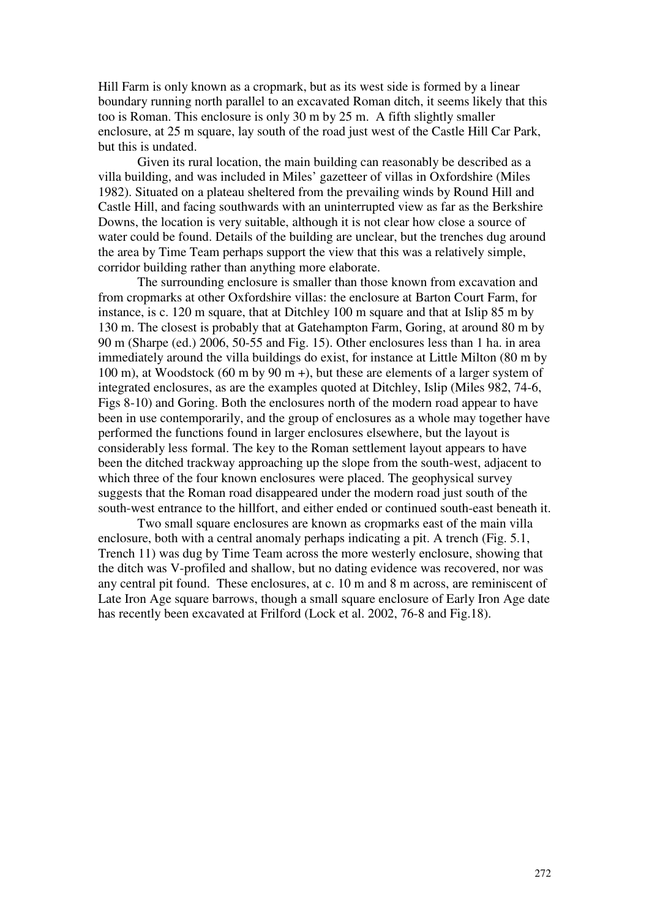Hill Farm is only known as a cropmark, but as its west side is formed by a linear boundary running north parallel to an excavated Roman ditch, it seems likely that this too is Roman. This enclosure is only 30 m by 25 m. A fifth slightly smaller enclosure, at 25 m square, lay south of the road just west of the Castle Hill Car Park, but this is undated.

Given its rural location, the main building can reasonably be described as a villa building, and was included in Miles' gazetteer of villas in Oxfordshire (Miles 1982). Situated on a plateau sheltered from the prevailing winds by Round Hill and Castle Hill, and facing southwards with an uninterrupted view as far as the Berkshire Downs, the location is very suitable, although it is not clear how close a source of water could be found. Details of the building are unclear, but the trenches dug around the area by Time Team perhaps support the view that this was a relatively simple, corridor building rather than anything more elaborate.

The surrounding enclosure is smaller than those known from excavation and from cropmarks at other Oxfordshire villas: the enclosure at Barton Court Farm, for instance, is c. 120 m square, that at Ditchley 100 m square and that at Islip 85 m by 130 m. The closest is probably that at Gatehampton Farm, Goring, at around 80 m by 90 m (Sharpe (ed.) 2006, 50-55 and Fig. 15). Other enclosures less than 1 ha. in area immediately around the villa buildings do exist, for instance at Little Milton (80 m by 100 m), at Woodstock (60 m by 90 m +), but these are elements of a larger system of integrated enclosures, as are the examples quoted at Ditchley, Islip (Miles 982, 74-6, Figs 8-10) and Goring. Both the enclosures north of the modern road appear to have been in use contemporarily, and the group of enclosures as a whole may together have performed the functions found in larger enclosures elsewhere, but the layout is considerably less formal. The key to the Roman settlement layout appears to have been the ditched trackway approaching up the slope from the south-west, adjacent to which three of the four known enclosures were placed. The geophysical survey suggests that the Roman road disappeared under the modern road just south of the south-west entrance to the hillfort, and either ended or continued south-east beneath it.

Two small square enclosures are known as cropmarks east of the main villa enclosure, both with a central anomaly perhaps indicating a pit. A trench (Fig. 5.1, Trench 11) was dug by Time Team across the more westerly enclosure, showing that the ditch was V-profiled and shallow, but no dating evidence was recovered, nor was any central pit found. These enclosures, at c. 10 m and 8 m across, are reminiscent of Late Iron Age square barrows, though a small square enclosure of Early Iron Age date has recently been excavated at Frilford (Lock et al. 2002, 76-8 and Fig.18).